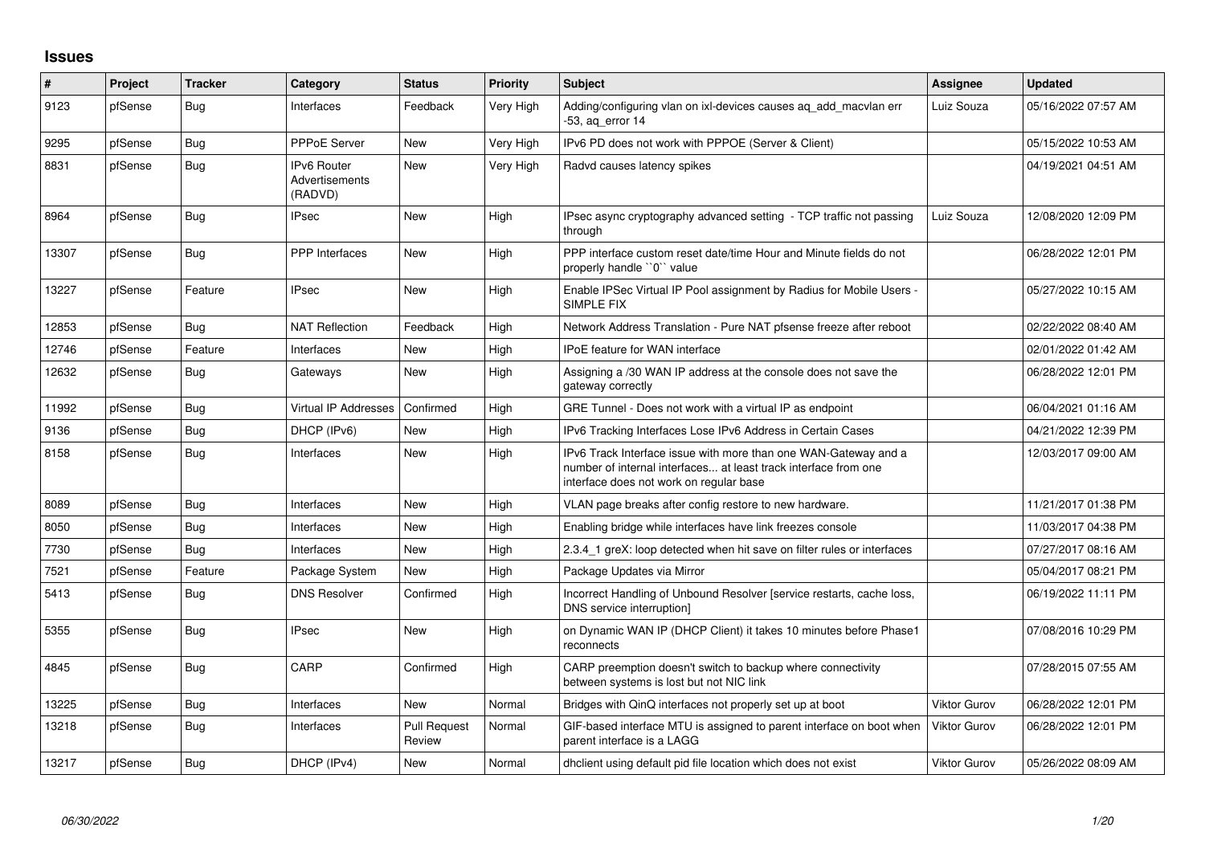# Issues

| # | Project | Tracker | Category | Status | Priority | Subject | Assignee | Updated |
|---|---|---|---|---|---|---|---|---|
| 9123 | pfSense | Bug | Interfaces | Feedback | Very High | Adding/configuring vlan on ixl-devices causes aq_add_macvlan err -53, aq_error 14 | Luiz Souza | 05/16/2022 07:57 AM |
| 9295 | pfSense | Bug | PPPoE Server | New | Very High | IPv6 PD does not work with PPPOE (Server & Client) | | 05/15/2022 10:53 AM |
| 8831 | pfSense | Bug | IPv6 Router Advertisements (RADVD) | New | Very High | Radvd causes latency spikes | | 04/19/2021 04:51 AM |
| 8964 | pfSense | Bug | IPsec | New | High | IPsec async cryptography advanced setting - TCP traffic not passing through | Luiz Souza | 12/08/2020 12:09 PM |
| 13307 | pfSense | Bug | PPP Interfaces | New | High | PPP interface custom reset date/time Hour and Minute fields do not properly handle ``0`` value | | 06/28/2022 12:01 PM |
| 13227 | pfSense | Feature | IPsec | New | High | Enable IPSec Virtual IP Pool assignment by Radius for Mobile Users - SIMPLE FIX | | 05/27/2022 10:15 AM |
| 12853 | pfSense | Bug | NAT Reflection | Feedback | High | Network Address Translation - Pure NAT pfsense freeze after reboot | | 02/22/2022 08:40 AM |
| 12746 | pfSense | Feature | Interfaces | New | High | IPoE feature for WAN interface | | 02/01/2022 01:42 AM |
| 12632 | pfSense | Bug | Gateways | New | High | Assigning a /30 WAN IP address at the console does not save the gateway correctly | | 06/28/2022 12:01 PM |
| 11992 | pfSense | Bug | Virtual IP Addresses | Confirmed | High | GRE Tunnel - Does not work with a virtual IP as endpoint | | 06/04/2021 01:16 AM |
| 9136 | pfSense | Bug | DHCP (IPv6) | New | High | IPv6 Tracking Interfaces Lose IPv6 Address in Certain Cases | | 04/21/2022 12:39 PM |
| 8158 | pfSense | Bug | Interfaces | New | High | IPv6 Track Interface issue with more than one WAN-Gateway and a number of internal interfaces... at least track interface from one interface does not work on regular base | | 12/03/2017 09:00 AM |
| 8089 | pfSense | Bug | Interfaces | New | High | VLAN page breaks after config restore to new hardware. | | 11/21/2017 01:38 PM |
| 8050 | pfSense | Bug | Interfaces | New | High | Enabling bridge while interfaces have link freezes console | | 11/03/2017 04:38 PM |
| 7730 | pfSense | Bug | Interfaces | New | High | 2.3.4_1 greX: loop detected when hit save on filter rules or interfaces | | 07/27/2017 08:16 AM |
| 7521 | pfSense | Feature | Package System | New | High | Package Updates via Mirror | | 05/04/2017 08:21 PM |
| 5413 | pfSense | Bug | DNS Resolver | Confirmed | High | Incorrect Handling of Unbound Resolver [service restarts, cache loss, DNS service interruption] | | 06/19/2022 11:11 PM |
| 5355 | pfSense | Bug | IPsec | New | High | on Dynamic WAN IP (DHCP Client) it takes 10 minutes before Phase1 reconnects | | 07/08/2016 10:29 PM |
| 4845 | pfSense | Bug | CARP | Confirmed | High | CARP preemption doesn't switch to backup where connectivity between systems is lost but not NIC link | | 07/28/2015 07:55 AM |
| 13225 | pfSense | Bug | Interfaces | New | Normal | Bridges with QinQ interfaces not properly set up at boot | Viktor Gurov | 06/28/2022 12:01 PM |
| 13218 | pfSense | Bug | Interfaces | Pull Request Review | Normal | GIF-based interface MTU is assigned to parent interface on boot when parent interface is a LAGG | Viktor Gurov | 06/28/2022 12:01 PM |
| 13217 | pfSense | Bug | DHCP (IPv4) | New | Normal | dhclient using default pid file location which does not exist | Viktor Gurov | 05/26/2022 08:09 AM |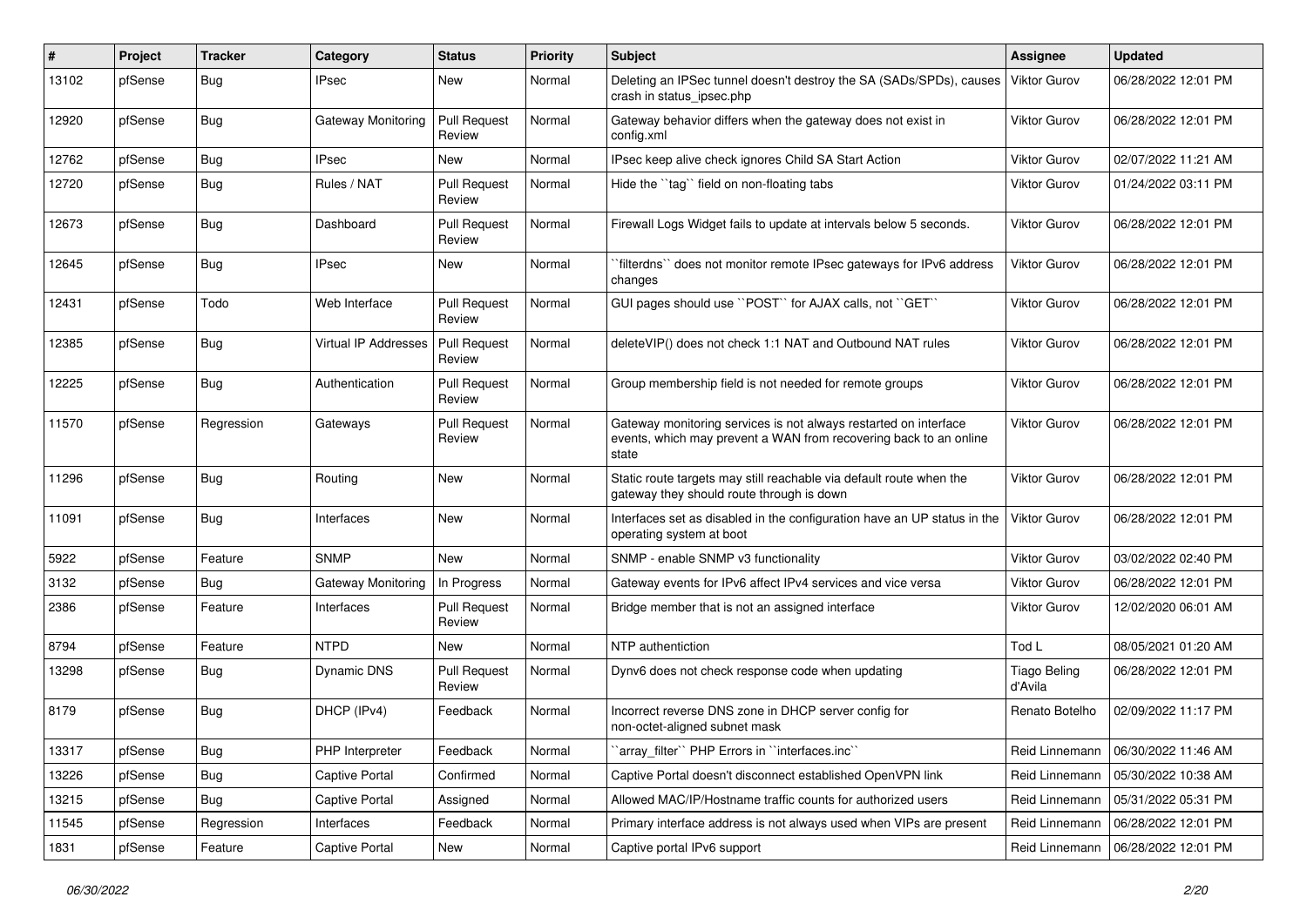| # | Project | Tracker | Category | Status | Priority | Subject | Assignee | Updated |
|---|---|---|---|---|---|---|---|---|
| 13102 | pfSense | Bug | IPsec | New | Normal | Deleting an IPSec tunnel doesn't destroy the SA (SADs/SPDs), causes crash in status_ipsec.php | Viktor Gurov | 06/28/2022 12:01 PM |
| 12920 | pfSense | Bug | Gateway Monitoring | Pull Request Review | Normal | Gateway behavior differs when the gateway does not exist in config.xml | Viktor Gurov | 06/28/2022 12:01 PM |
| 12762 | pfSense | Bug | IPsec | New | Normal | IPsec keep alive check ignores Child SA Start Action | Viktor Gurov | 02/07/2022 11:21 AM |
| 12720 | pfSense | Bug | Rules / NAT | Pull Request Review | Normal | Hide the ``tag`` field on non-floating tabs | Viktor Gurov | 01/24/2022 03:11 PM |
| 12673 | pfSense | Bug | Dashboard | Pull Request Review | Normal | Firewall Logs Widget fails to update at intervals below 5 seconds. | Viktor Gurov | 06/28/2022 12:01 PM |
| 12645 | pfSense | Bug | IPsec | New | Normal | ``filterdns`` does not monitor remote IPsec gateways for IPv6 address changes | Viktor Gurov | 06/28/2022 12:01 PM |
| 12431 | pfSense | Todo | Web Interface | Pull Request Review | Normal | GUI pages should use ``POST`` for AJAX calls, not ``GET`` | Viktor Gurov | 06/28/2022 12:01 PM |
| 12385 | pfSense | Bug | Virtual IP Addresses | Pull Request Review | Normal | deleteVIP() does not check 1:1 NAT and Outbound NAT rules | Viktor Gurov | 06/28/2022 12:01 PM |
| 12225 | pfSense | Bug | Authentication | Pull Request Review | Normal | Group membership field is not needed for remote groups | Viktor Gurov | 06/28/2022 12:01 PM |
| 11570 | pfSense | Regression | Gateways | Pull Request Review | Normal | Gateway monitoring services is not always restarted on interface events, which may prevent a WAN from recovering back to an online state | Viktor Gurov | 06/28/2022 12:01 PM |
| 11296 | pfSense | Bug | Routing | New | Normal | Static route targets may still reachable via default route when the gateway they should route through is down | Viktor Gurov | 06/28/2022 12:01 PM |
| 11091 | pfSense | Bug | Interfaces | New | Normal | Interfaces set as disabled in the configuration have an UP status in the operating system at boot | Viktor Gurov | 06/28/2022 12:01 PM |
| 5922 | pfSense | Feature | SNMP | New | Normal | SNMP - enable SNMP v3 functionality | Viktor Gurov | 03/02/2022 02:40 PM |
| 3132 | pfSense | Bug | Gateway Monitoring | In Progress | Normal | Gateway events for IPv6 affect IPv4 services and vice versa | Viktor Gurov | 06/28/2022 12:01 PM |
| 2386 | pfSense | Feature | Interfaces | Pull Request Review | Normal | Bridge member that is not an assigned interface | Viktor Gurov | 12/02/2020 06:01 AM |
| 8794 | pfSense | Feature | NTPD | New | Normal | NTP authentiction | Tod L | 08/05/2021 01:20 AM |
| 13298 | pfSense | Bug | Dynamic DNS | Pull Request Review | Normal | Dynv6 does not check response code when updating | Tiago Beling d'Avila | 06/28/2022 12:01 PM |
| 8179 | pfSense | Bug | DHCP (IPv4) | Feedback | Normal | Incorrect reverse DNS zone in DHCP server config for non-octet-aligned subnet mask | Renato Botelho | 02/09/2022 11:17 PM |
| 13317 | pfSense | Bug | PHP Interpreter | Feedback | Normal | ``array_filter`` PHP Errors in ``interfaces.inc`` | Reid Linnemann | 06/30/2022 11:46 AM |
| 13226 | pfSense | Bug | Captive Portal | Confirmed | Normal | Captive Portal doesn't disconnect established OpenVPN link | Reid Linnemann | 05/30/2022 10:38 AM |
| 13215 | pfSense | Bug | Captive Portal | Assigned | Normal | Allowed MAC/IP/Hostname traffic counts for authorized users | Reid Linnemann | 05/31/2022 05:31 PM |
| 11545 | pfSense | Regression | Interfaces | Feedback | Normal | Primary interface address is not always used when VIPs are present | Reid Linnemann | 06/28/2022 12:01 PM |
| 1831 | pfSense | Feature | Captive Portal | New | Normal | Captive portal IPv6 support | Reid Linnemann | 06/28/2022 12:01 PM |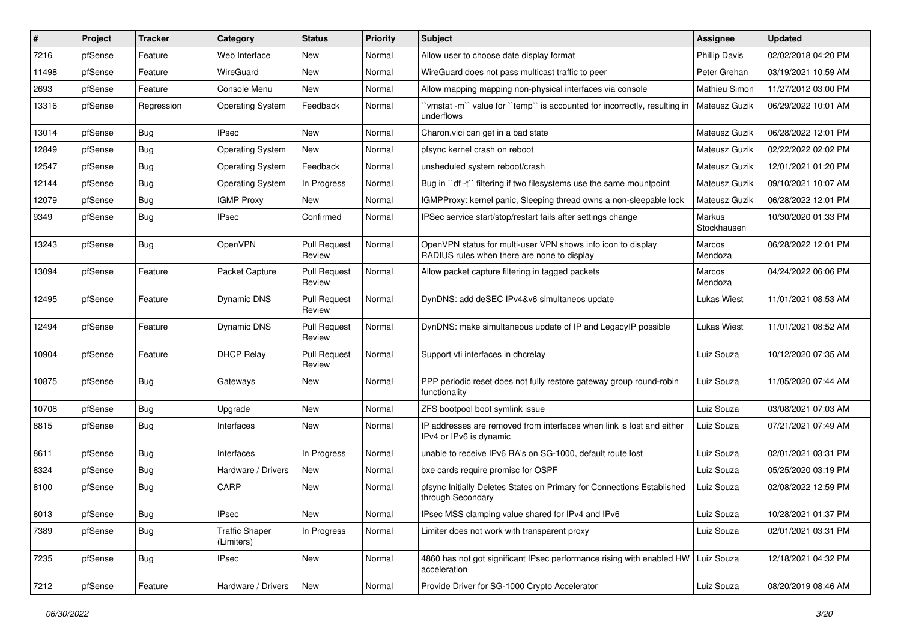| # | Project | Tracker | Category | Status | Priority | Subject | Assignee | Updated |
|---|---|---|---|---|---|---|---|---|
| 7216 | pfSense | Feature | Web Interface | New | Normal | Allow user to choose date display format | Phillip Davis | 02/02/2018 04:20 PM |
| 11498 | pfSense | Feature | WireGuard | New | Normal | WireGuard does not pass multicast traffic to peer | Peter Grehan | 03/19/2021 10:59 AM |
| 2693 | pfSense | Feature | Console Menu | New | Normal | Allow mapping mapping non-physical interfaces via console | Mathieu Simon | 11/27/2012 03:00 PM |
| 13316 | pfSense | Regression | Operating System | Feedback | Normal | ``vmstat -m`` value for ``temp`` is accounted for incorrectly, resulting in underflows | Mateusz Guzik | 06/29/2022 10:01 AM |
| 13014 | pfSense | Bug | IPsec | New | Normal | Charon.vici can get in a bad state | Mateusz Guzik | 06/28/2022 12:01 PM |
| 12849 | pfSense | Bug | Operating System | New | Normal | pfsync kernel crash on reboot | Mateusz Guzik | 02/22/2022 02:02 PM |
| 12547 | pfSense | Bug | Operating System | Feedback | Normal | unsheduled system reboot/crash | Mateusz Guzik | 12/01/2021 01:20 PM |
| 12144 | pfSense | Bug | Operating System | In Progress | Normal | Bug in ``df -t`` filtering if two filesystems use the same mountpoint | Mateusz Guzik | 09/10/2021 10:07 AM |
| 12079 | pfSense | Bug | IGMP Proxy | New | Normal | IGMPProxy: kernel panic, Sleeping thread owns a non-sleepable lock | Mateusz Guzik | 06/28/2022 12:01 PM |
| 9349 | pfSense | Bug | IPsec | Confirmed | Normal | IPSec service start/stop/restart fails after settings change | Markus Stockhausen | 10/30/2020 01:33 PM |
| 13243 | pfSense | Bug | OpenVPN | Pull Request Review | Normal | OpenVPN status for multi-user VPN shows info icon to display RADIUS rules when there are none to display | Marcos Mendoza | 06/28/2022 12:01 PM |
| 13094 | pfSense | Feature | Packet Capture | Pull Request Review | Normal | Allow packet capture filtering in tagged packets | Marcos Mendoza | 04/24/2022 06:06 PM |
| 12495 | pfSense | Feature | Dynamic DNS | Pull Request Review | Normal | DynDNS: add deSEC IPv4&v6 simultaneos update | Lukas Wiest | 11/01/2021 08:53 AM |
| 12494 | pfSense | Feature | Dynamic DNS | Pull Request Review | Normal | DynDNS: make simultaneous update of IP and LegacyIP possible | Lukas Wiest | 11/01/2021 08:52 AM |
| 10904 | pfSense | Feature | DHCP Relay | Pull Request Review | Normal | Support vti interfaces in dhcrelay | Luiz Souza | 10/12/2020 07:35 AM |
| 10875 | pfSense | Bug | Gateways | New | Normal | PPP periodic reset does not fully restore gateway group round-robin functionality | Luiz Souza | 11/05/2020 07:44 AM |
| 10708 | pfSense | Bug | Upgrade | New | Normal | ZFS bootpool boot symlink issue | Luiz Souza | 03/08/2021 07:03 AM |
| 8815 | pfSense | Bug | Interfaces | New | Normal | IP addresses are removed from interfaces when link is lost and either IPv4 or IPv6 is dynamic | Luiz Souza | 07/21/2021 07:49 AM |
| 8611 | pfSense | Bug | Interfaces | In Progress | Normal | unable to receive IPv6 RA's on SG-1000, default route lost | Luiz Souza | 02/01/2021 03:31 PM |
| 8324 | pfSense | Bug | Hardware / Drivers | New | Normal | bxe cards require promisc for OSPF | Luiz Souza | 05/25/2020 03:19 PM |
| 8100 | pfSense | Bug | CARP | New | Normal | pfsync Initially Deletes States on Primary for Connections Established through Secondary | Luiz Souza | 02/08/2022 12:59 PM |
| 8013 | pfSense | Bug | IPsec | New | Normal | IPsec MSS clamping value shared for IPv4 and IPv6 | Luiz Souza | 10/28/2021 01:37 PM |
| 7389 | pfSense | Bug | Traffic Shaper (Limiters) | In Progress | Normal | Limiter does not work with transparent proxy | Luiz Souza | 02/01/2021 03:31 PM |
| 7235 | pfSense | Bug | IPsec | New | Normal | 4860 has not got significant IPsec performance rising with enabled HW acceleration | Luiz Souza | 12/18/2021 04:32 PM |
| 7212 | pfSense | Feature | Hardware / Drivers | New | Normal | Provide Driver for SG-1000 Crypto Accelerator | Luiz Souza | 08/20/2019 08:46 AM |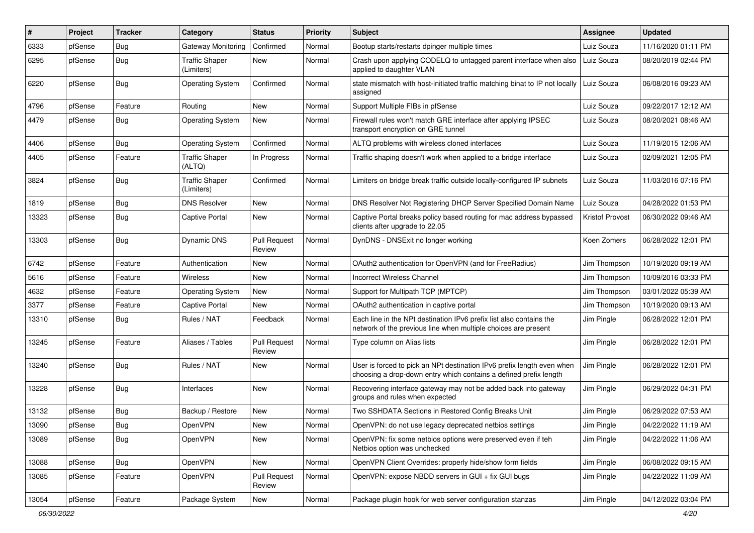| # | Project | Tracker | Category | Status | Priority | Subject | Assignee | Updated |
|---|---|---|---|---|---|---|---|---|
| 6333 | pfSense | Bug | Gateway Monitoring | Confirmed | Normal | Bootup starts/restarts dpinger multiple times | Luiz Souza | 11/16/2020 01:11 PM |
| 6295 | pfSense | Bug | Traffic Shaper (Limiters) | New | Normal | Crash upon applying CODELQ to untagged parent interface when also applied to daughter VLAN | Luiz Souza | 08/20/2019 02:44 PM |
| 6220 | pfSense | Bug | Operating System | Confirmed | Normal | state mismatch with host-initiated traffic matching binat to IP not locally assigned | Luiz Souza | 06/08/2016 09:23 AM |
| 4796 | pfSense | Feature | Routing | New | Normal | Support Multiple FIBs in pfSense | Luiz Souza | 09/22/2017 12:12 AM |
| 4479 | pfSense | Bug | Operating System | New | Normal | Firewall rules won't match GRE interface after applying IPSEC transport encryption on GRE tunnel | Luiz Souza | 08/20/2021 08:46 AM |
| 4406 | pfSense | Bug | Operating System | Confirmed | Normal | ALTQ problems with wireless cloned interfaces | Luiz Souza | 11/19/2015 12:06 AM |
| 4405 | pfSense | Feature | Traffic Shaper (ALTQ) | In Progress | Normal | Traffic shaping doesn't work when applied to a bridge interface | Luiz Souza | 02/09/2021 12:05 PM |
| 3824 | pfSense | Bug | Traffic Shaper (Limiters) | Confirmed | Normal | Limiters on bridge break traffic outside locally-configured IP subnets | Luiz Souza | 11/03/2016 07:16 PM |
| 1819 | pfSense | Bug | DNS Resolver | New | Normal | DNS Resolver Not Registering DHCP Server Specified Domain Name | Luiz Souza | 04/28/2022 01:53 PM |
| 13323 | pfSense | Bug | Captive Portal | New | Normal | Captive Portal breaks policy based routing for mac address bypassed clients after upgrade to 22.05 | Kristof Provost | 06/30/2022 09:46 AM |
| 13303 | pfSense | Bug | Dynamic DNS | Pull Request Review | Normal | DynDNS - DNSExit no longer working | Koen Zomers | 06/28/2022 12:01 PM |
| 6742 | pfSense | Feature | Authentication | New | Normal | OAuth2 authentication for OpenVPN (and for FreeRadius) | Jim Thompson | 10/19/2020 09:19 AM |
| 5616 | pfSense | Feature | Wireless | New | Normal | Incorrect Wireless Channel | Jim Thompson | 10/09/2016 03:33 PM |
| 4632 | pfSense | Feature | Operating System | New | Normal | Support for Multipath TCP (MPTCP) | Jim Thompson | 03/01/2022 05:39 AM |
| 3377 | pfSense | Feature | Captive Portal | New | Normal | OAuth2 authentication in captive portal | Jim Thompson | 10/19/2020 09:13 AM |
| 13310 | pfSense | Bug | Rules / NAT | Feedback | Normal | Each line in the NPt destination IPv6 prefix list also contains the network of the previous line when multiple choices are present | Jim Pingle | 06/28/2022 12:01 PM |
| 13245 | pfSense | Feature | Aliases / Tables | Pull Request Review | Normal | Type column on Alias lists | Jim Pingle | 06/28/2022 12:01 PM |
| 13240 | pfSense | Bug | Rules / NAT | New | Normal | User is forced to pick an NPt destination IPv6 prefix length even when choosing a drop-down entry which contains a defined prefix length | Jim Pingle | 06/28/2022 12:01 PM |
| 13228 | pfSense | Bug | Interfaces | New | Normal | Recovering interface gateway may not be added back into gateway groups and rules when expected | Jim Pingle | 06/29/2022 04:31 PM |
| 13132 | pfSense | Bug | Backup / Restore | New | Normal | Two SSHDATA Sections in Restored Config Breaks Unit | Jim Pingle | 06/29/2022 07:53 AM |
| 13090 | pfSense | Bug | OpenVPN | New | Normal | OpenVPN: do not use legacy deprecated netbios settings | Jim Pingle | 04/22/2022 11:19 AM |
| 13089 | pfSense | Bug | OpenVPN | New | Normal | OpenVPN: fix some netbios options were preserved even if teh Netbios option was unchecked | Jim Pingle | 04/22/2022 11:06 AM |
| 13088 | pfSense | Bug | OpenVPN | New | Normal | OpenVPN Client Overrides: properly hide/show form fields | Jim Pingle | 06/08/2022 09:15 AM |
| 13085 | pfSense | Feature | OpenVPN | Pull Request Review | Normal | OpenVPN: expose NBDD servers in GUI + fix GUI bugs | Jim Pingle | 04/22/2022 11:09 AM |
| 13054 | pfSense | Feature | Package System | New | Normal | Package plugin hook for web server configuration stanzas | Jim Pingle | 04/12/2022 03:04 PM |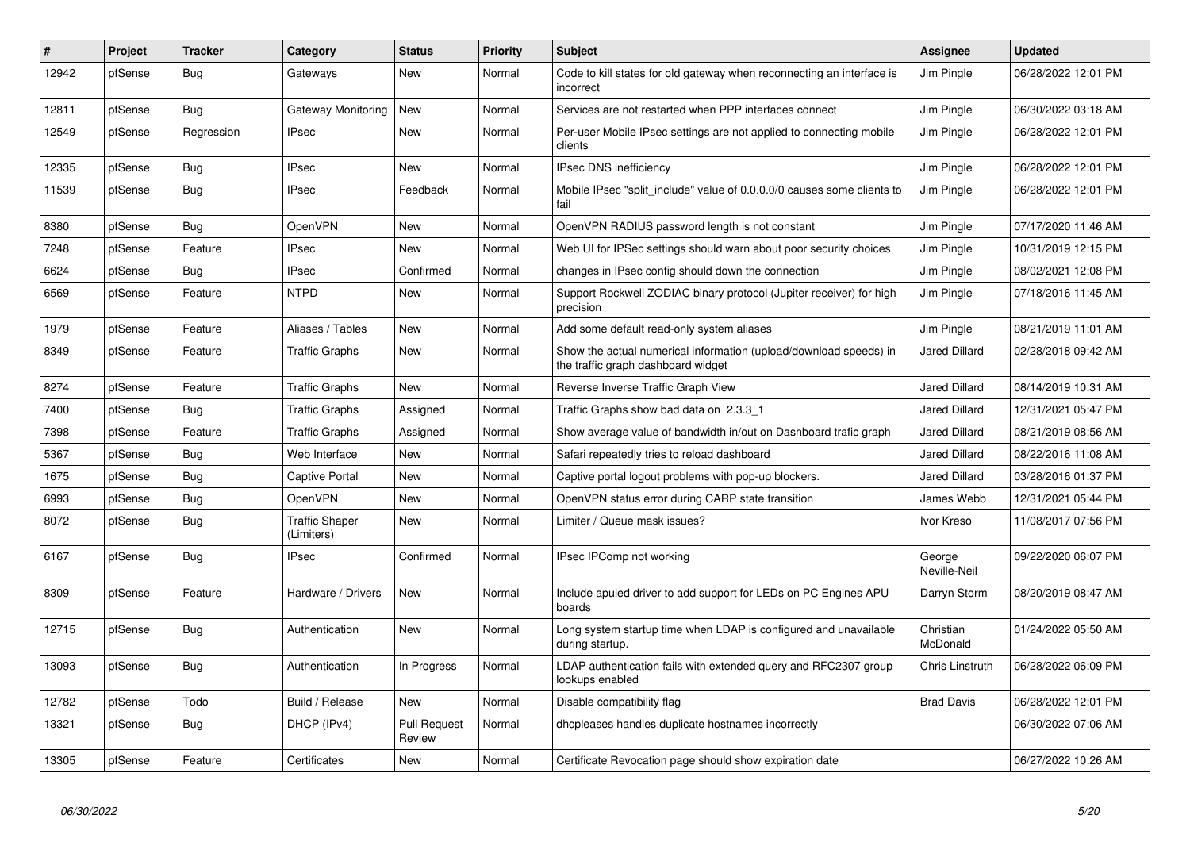| # | Project | Tracker | Category | Status | Priority | Subject | Assignee | Updated |
|---|---|---|---|---|---|---|---|---|
| 12942 | pfSense | Bug | Gateways | New | Normal | Code to kill states for old gateway when reconnecting an interface is incorrect | Jim Pingle | 06/28/2022 12:01 PM |
| 12811 | pfSense | Bug | Gateway Monitoring | New | Normal | Services are not restarted when PPP interfaces connect | Jim Pingle | 06/30/2022 03:18 AM |
| 12549 | pfSense | Regression | IPsec | New | Normal | Per-user Mobile IPsec settings are not applied to connecting mobile clients | Jim Pingle | 06/28/2022 12:01 PM |
| 12335 | pfSense | Bug | IPsec | New | Normal | IPsec DNS inefficiency | Jim Pingle | 06/28/2022 12:01 PM |
| 11539 | pfSense | Bug | IPsec | Feedback | Normal | Mobile IPsec "split_include" value of 0.0.0.0/0 causes some clients to fail | Jim Pingle | 06/28/2022 12:01 PM |
| 8380 | pfSense | Bug | OpenVPN | New | Normal | OpenVPN RADIUS password length is not constant | Jim Pingle | 07/17/2020 11:46 AM |
| 7248 | pfSense | Feature | IPsec | New | Normal | Web UI for IPSec settings should warn about poor security choices | Jim Pingle | 10/31/2019 12:15 PM |
| 6624 | pfSense | Bug | IPsec | Confirmed | Normal | changes in IPsec config should down the connection | Jim Pingle | 08/02/2021 12:08 PM |
| 6569 | pfSense | Feature | NTPD | New | Normal | Support Rockwell ZODIAC binary protocol (Jupiter receiver) for high precision | Jim Pingle | 07/18/2016 11:45 AM |
| 1979 | pfSense | Feature | Aliases / Tables | New | Normal | Add some default read-only system aliases | Jim Pingle | 08/21/2019 11:01 AM |
| 8349 | pfSense | Feature | Traffic Graphs | New | Normal | Show the actual numerical information (upload/download speeds) in the traffic graph dashboard widget | Jared Dillard | 02/28/2018 09:42 AM |
| 8274 | pfSense | Feature | Traffic Graphs | New | Normal | Reverse Inverse Traffic Graph View | Jared Dillard | 08/14/2019 10:31 AM |
| 7400 | pfSense | Bug | Traffic Graphs | Assigned | Normal | Traffic Graphs show bad data on 2.3.3_1 | Jared Dillard | 12/31/2021 05:47 PM |
| 7398 | pfSense | Feature | Traffic Graphs | Assigned | Normal | Show average value of bandwidth in/out on Dashboard trafic graph | Jared Dillard | 08/21/2019 08:56 AM |
| 5367 | pfSense | Bug | Web Interface | New | Normal | Safari repeatedly tries to reload dashboard | Jared Dillard | 08/22/2016 11:08 AM |
| 1675 | pfSense | Bug | Captive Portal | New | Normal | Captive portal logout problems with pop-up blockers. | Jared Dillard | 03/28/2016 01:37 PM |
| 6993 | pfSense | Bug | OpenVPN | New | Normal | OpenVPN status error during CARP state transition | James Webb | 12/31/2021 05:44 PM |
| 8072 | pfSense | Bug | Traffic Shaper (Limiters) | New | Normal | Limiter / Queue mask issues? | Ivor Kreso | 11/08/2017 07:56 PM |
| 6167 | pfSense | Bug | IPsec | Confirmed | Normal | IPsec IPComp not working | George Neville-Neil | 09/22/2020 06:07 PM |
| 8309 | pfSense | Feature | Hardware / Drivers | New | Normal | Include apuled driver to add support for LEDs on PC Engines APU boards | Darryn Storm | 08/20/2019 08:47 AM |
| 12715 | pfSense | Bug | Authentication | New | Normal | Long system startup time when LDAP is configured and unavailable during startup. | Christian McDonald | 01/24/2022 05:50 AM |
| 13093 | pfSense | Bug | Authentication | In Progress | Normal | LDAP authentication fails with extended query and RFC2307 group lookups enabled | Chris Linstruth | 06/28/2022 06:09 PM |
| 12782 | pfSense | Todo | Build / Release | New | Normal | Disable compatibility flag | Brad Davis | 06/28/2022 12:01 PM |
| 13321 | pfSense | Bug | DHCP (IPv4) | Pull Request Review | Normal | dhcpleases handles duplicate hostnames incorrectly | | 06/30/2022 07:06 AM |
| 13305 | pfSense | Feature | Certificates | New | Normal | Certificate Revocation page should show expiration date | | 06/27/2022 10:26 AM |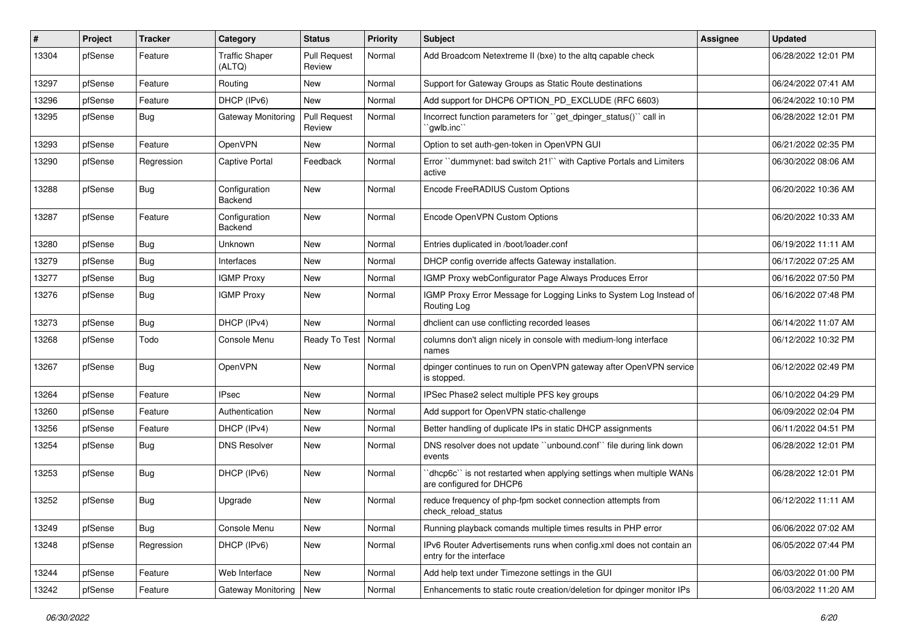| # | Project | Tracker | Category | Status | Priority | Subject | Assignee | Updated |
|---|---|---|---|---|---|---|---|---|
| 13304 | pfSense | Feature | Traffic Shaper (ALTQ) | Pull Request Review | Normal | Add Broadcom Netextreme II (bxe) to the altq capable check | | 06/28/2022 12:01 PM |
| 13297 | pfSense | Feature | Routing | New | Normal | Support for Gateway Groups as Static Route destinations | | 06/24/2022 07:41 AM |
| 13296 | pfSense | Feature | DHCP (IPv6) | New | Normal | Add support for DHCP6 OPTION_PD_EXCLUDE (RFC 6603) | | 06/24/2022 10:10 PM |
| 13295 | pfSense | Bug | Gateway Monitoring | Pull Request Review | Normal | Incorrect function parameters for ``get_dpinger_status()`` call in ``gwlb.inc`` | | 06/28/2022 12:01 PM |
| 13293 | pfSense | Feature | OpenVPN | New | Normal | Option to set auth-gen-token in OpenVPN GUI | | 06/21/2022 02:35 PM |
| 13290 | pfSense | Regression | Captive Portal | Feedback | Normal | Error ``dummynet: bad switch 21!`` with Captive Portals and Limiters active | | 06/30/2022 08:06 AM |
| 13288 | pfSense | Bug | Configuration Backend | New | Normal | Encode FreeRADIUS Custom Options | | 06/20/2022 10:36 AM |
| 13287 | pfSense | Feature | Configuration Backend | New | Normal | Encode OpenVPN Custom Options | | 06/20/2022 10:33 AM |
| 13280 | pfSense | Bug | Unknown | New | Normal | Entries duplicated in /boot/loader.conf | | 06/19/2022 11:11 AM |
| 13279 | pfSense | Bug | Interfaces | New | Normal | DHCP config override affects Gateway installation. | | 06/17/2022 07:25 AM |
| 13277 | pfSense | Bug | IGMP Proxy | New | Normal | IGMP Proxy webConfigurator Page Always Produces Error | | 06/16/2022 07:50 PM |
| 13276 | pfSense | Bug | IGMP Proxy | New | Normal | IGMP Proxy Error Message for Logging Links to System Log Instead of Routing Log | | 06/16/2022 07:48 PM |
| 13273 | pfSense | Bug | DHCP (IPv4) | New | Normal | dhclient can use conflicting recorded leases | | 06/14/2022 11:07 AM |
| 13268 | pfSense | Todo | Console Menu | Ready To Test | Normal | columns don't align nicely in console with medium-long interface names | | 06/12/2022 10:32 PM |
| 13267 | pfSense | Bug | OpenVPN | New | Normal | dpinger continues to run on OpenVPN gateway after OpenVPN service is stopped. | | 06/12/2022 02:49 PM |
| 13264 | pfSense | Feature | IPsec | New | Normal | IPSec Phase2 select multiple PFS key groups | | 06/10/2022 04:29 PM |
| 13260 | pfSense | Feature | Authentication | New | Normal | Add support for OpenVPN static-challenge | | 06/09/2022 02:04 PM |
| 13256 | pfSense | Feature | DHCP (IPv4) | New | Normal | Better handling of duplicate IPs in static DHCP assignments | | 06/11/2022 04:51 PM |
| 13254 | pfSense | Bug | DNS Resolver | New | Normal | DNS resolver does not update ``unbound.conf`` file during link down events | | 06/28/2022 12:01 PM |
| 13253 | pfSense | Bug | DHCP (IPv6) | New | Normal | ``dhcp6c`` is not restarted when applying settings when multiple WANs are configured for DHCP6 | | 06/28/2022 12:01 PM |
| 13252 | pfSense | Bug | Upgrade | New | Normal | reduce frequency of php-fpm socket connection attempts from check_reload_status | | 06/12/2022 11:11 AM |
| 13249 | pfSense | Bug | Console Menu | New | Normal | Running playback comands multiple times results in PHP error | | 06/06/2022 07:02 AM |
| 13248 | pfSense | Regression | DHCP (IPv6) | New | Normal | IPv6 Router Advertisements runs when config.xml does not contain an entry for the interface | | 06/05/2022 07:44 PM |
| 13244 | pfSense | Feature | Web Interface | New | Normal | Add help text under Timezone settings in the GUI | | 06/03/2022 01:00 PM |
| 13242 | pfSense | Feature | Gateway Monitoring | New | Normal | Enhancements to static route creation/deletion for dpinger monitor IPs | | 06/03/2022 11:20 AM |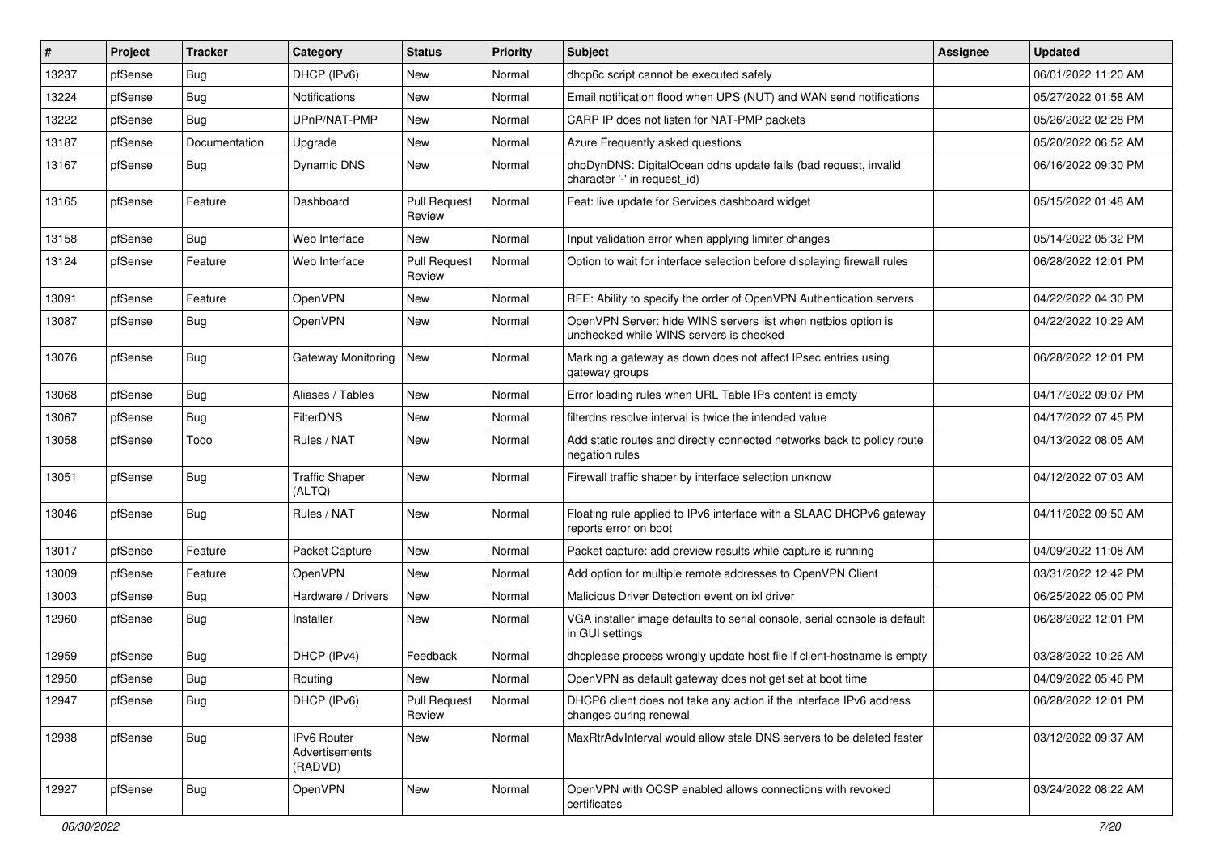| # | Project | Tracker | Category | Status | Priority | Subject | Assignee | Updated |
|---|---|---|---|---|---|---|---|---|
| 13237 | pfSense | Bug | DHCP (IPv6) | New | Normal | dhcp6c script cannot be executed safely | | 06/01/2022 11:20 AM |
| 13224 | pfSense | Bug | Notifications | New | Normal | Email notification flood when UPS (NUT) and WAN send notifications | | 05/27/2022 01:58 AM |
| 13222 | pfSense | Bug | UPnP/NAT-PMP | New | Normal | CARP IP does not listen for NAT-PMP packets | | 05/26/2022 02:28 PM |
| 13187 | pfSense | Documentation | Upgrade | New | Normal | Azure Frequently asked questions | | 05/20/2022 06:52 AM |
| 13167 | pfSense | Bug | Dynamic DNS | New | Normal | phpDynDNS: DigitalOcean ddns update fails (bad request, invalid character '-' in request_id) | | 06/16/2022 09:30 PM |
| 13165 | pfSense | Feature | Dashboard | Pull Request Review | Normal | Feat: live update for Services dashboard widget | | 05/15/2022 01:48 AM |
| 13158 | pfSense | Bug | Web Interface | New | Normal | Input validation error when applying limiter changes | | 05/14/2022 05:32 PM |
| 13124 | pfSense | Feature | Web Interface | Pull Request Review | Normal | Option to wait for interface selection before displaying firewall rules | | 06/28/2022 12:01 PM |
| 13091 | pfSense | Feature | OpenVPN | New | Normal | RFE: Ability to specify the order of OpenVPN Authentication servers | | 04/22/2022 04:30 PM |
| 13087 | pfSense | Bug | OpenVPN | New | Normal | OpenVPN Server: hide WINS servers list when netbios option is unchecked while WINS servers is checked | | 04/22/2022 10:29 AM |
| 13076 | pfSense | Bug | Gateway Monitoring | New | Normal | Marking a gateway as down does not affect IPsec entries using gateway groups | | 06/28/2022 12:01 PM |
| 13068 | pfSense | Bug | Aliases / Tables | New | Normal | Error loading rules when URL Table IPs content is empty | | 04/17/2022 09:07 PM |
| 13067 | pfSense | Bug | FilterDNS | New | Normal | filterdns resolve interval is twice the intended value | | 04/17/2022 07:45 PM |
| 13058 | pfSense | Todo | Rules / NAT | New | Normal | Add static routes and directly connected networks back to policy route negation rules | | 04/13/2022 08:05 AM |
| 13051 | pfSense | Bug | Traffic Shaper (ALTQ) | New | Normal | Firewall traffic shaper by interface selection unknow | | 04/12/2022 07:03 AM |
| 13046 | pfSense | Bug | Rules / NAT | New | Normal | Floating rule applied to IPv6 interface with a SLAAC DHCPv6 gateway reports error on boot | | 04/11/2022 09:50 AM |
| 13017 | pfSense | Feature | Packet Capture | New | Normal | Packet capture: add preview results while capture is running | | 04/09/2022 11:08 AM |
| 13009 | pfSense | Feature | OpenVPN | New | Normal | Add option for multiple remote addresses to OpenVPN Client | | 03/31/2022 12:42 PM |
| 13003 | pfSense | Bug | Hardware / Drivers | New | Normal | Malicious Driver Detection event on ixl driver | | 06/25/2022 05:00 PM |
| 12960 | pfSense | Bug | Installer | New | Normal | VGA installer image defaults to serial console, serial console is default in GUI settings | | 06/28/2022 12:01 PM |
| 12959 | pfSense | Bug | DHCP (IPv4) | Feedback | Normal | dhcplease process wrongly update host file if client-hostname is empty | | 03/28/2022 10:26 AM |
| 12950 | pfSense | Bug | Routing | New | Normal | OpenVPN as default gateway does not get set at boot time | | 04/09/2022 05:46 PM |
| 12947 | pfSense | Bug | DHCP (IPv6) | Pull Request Review | Normal | DHCP6 client does not take any action if the interface IPv6 address changes during renewal | | 06/28/2022 12:01 PM |
| 12938 | pfSense | Bug | IPv6 Router Advertisements (RADVD) | New | Normal | MaxRtrAdvInterval would allow stale DNS servers to be deleted faster | | 03/12/2022 09:37 AM |
| 12927 | pfSense | Bug | OpenVPN | New | Normal | OpenVPN with OCSP enabled allows connections with revoked certificates | | 03/24/2022 08:22 AM |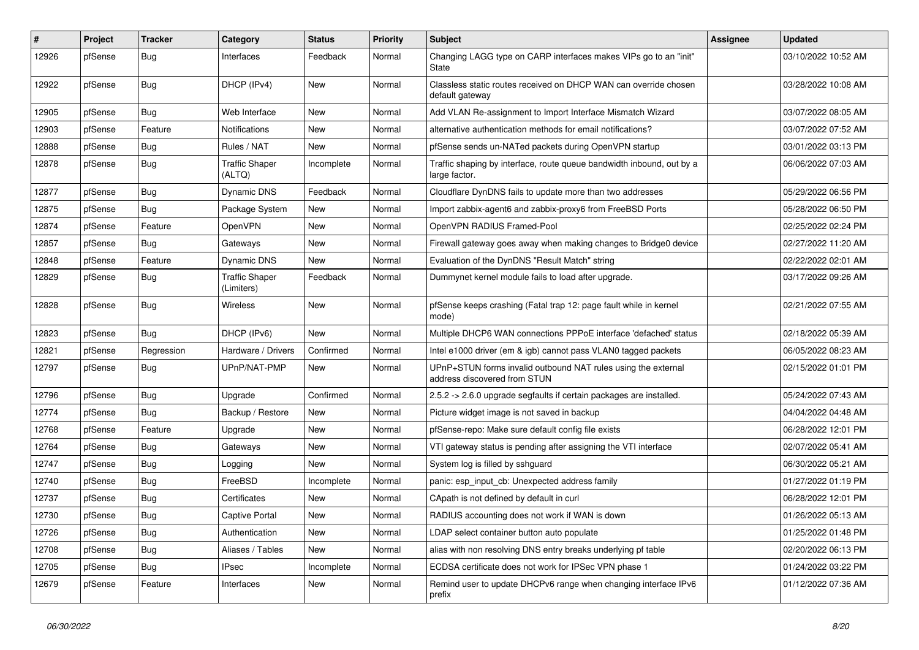| # | Project | Tracker | Category | Status | Priority | Subject | Assignee | Updated |
|---|---|---|---|---|---|---|---|---|
| 12926 | pfSense | Bug | Interfaces | Feedback | Normal | Changing LAGG type on CARP interfaces makes VIPs go to an "init" State | | 03/10/2022 10:52 AM |
| 12922 | pfSense | Bug | DHCP (IPv4) | New | Normal | Classless static routes received on DHCP WAN can override chosen default gateway | | 03/28/2022 10:08 AM |
| 12905 | pfSense | Bug | Web Interface | New | Normal | Add VLAN Re-assignment to Import Interface Mismatch Wizard | | 03/07/2022 08:05 AM |
| 12903 | pfSense | Feature | Notifications | New | Normal | alternative authentication methods for email notifications? | | 03/07/2022 07:52 AM |
| 12888 | pfSense | Bug | Rules / NAT | New | Normal | pfSense sends un-NATed packets during OpenVPN startup | | 03/01/2022 03:13 PM |
| 12878 | pfSense | Bug | Traffic Shaper (ALTQ) | Incomplete | Normal | Traffic shaping by interface, route queue bandwidth inbound, out by a large factor. | | 06/06/2022 07:03 AM |
| 12877 | pfSense | Bug | Dynamic DNS | Feedback | Normal | Cloudflare DynDNS fails to update more than two addresses | | 05/29/2022 06:56 PM |
| 12875 | pfSense | Bug | Package System | New | Normal | Import zabbix-agent6 and zabbix-proxy6 from FreeBSD Ports | | 05/28/2022 06:50 PM |
| 12874 | pfSense | Feature | OpenVPN | New | Normal | OpenVPN RADIUS Framed-Pool | | 02/25/2022 02:24 PM |
| 12857 | pfSense | Bug | Gateways | New | Normal | Firewall gateway goes away when making changes to Bridge0 device | | 02/27/2022 11:20 AM |
| 12848 | pfSense | Feature | Dynamic DNS | New | Normal | Evaluation of the DynDNS "Result Match" string | | 02/22/2022 02:01 AM |
| 12829 | pfSense | Bug | Traffic Shaper (Limiters) | Feedback | Normal | Dummynet kernel module fails to load after upgrade. | | 03/17/2022 09:26 AM |
| 12828 | pfSense | Bug | Wireless | New | Normal | pfSense keeps crashing (Fatal trap 12: page fault while in kernel mode) | | 02/21/2022 07:55 AM |
| 12823 | pfSense | Bug | DHCP (IPv6) | New | Normal | Multiple DHCP6 WAN connections PPPoE interface 'defached' status | | 02/18/2022 05:39 AM |
| 12821 | pfSense | Regression | Hardware / Drivers | Confirmed | Normal | Intel e1000 driver (em & igb) cannot pass VLAN0 tagged packets | | 06/05/2022 08:23 AM |
| 12797 | pfSense | Bug | UPnP/NAT-PMP | New | Normal | UPnP+STUN forms invalid outbound NAT rules using the external address discovered from STUN | | 02/15/2022 01:01 PM |
| 12796 | pfSense | Bug | Upgrade | Confirmed | Normal | 2.5.2 -> 2.6.0 upgrade segfaults if certain packages are installed. | | 05/24/2022 07:43 AM |
| 12774 | pfSense | Bug | Backup / Restore | New | Normal | Picture widget image is not saved in backup | | 04/04/2022 04:48 AM |
| 12768 | pfSense | Feature | Upgrade | New | Normal | pfSense-repo: Make sure default config file exists | | 06/28/2022 12:01 PM |
| 12764 | pfSense | Bug | Gateways | New | Normal | VTI gateway status is pending after assigning the VTI interface | | 02/07/2022 05:41 AM |
| 12747 | pfSense | Bug | Logging | New | Normal | System log is filled by sshguard | | 06/30/2022 05:21 AM |
| 12740 | pfSense | Bug | FreeBSD | Incomplete | Normal | panic: esp_input_cb: Unexpected address family | | 01/27/2022 01:19 PM |
| 12737 | pfSense | Bug | Certificates | New | Normal | CApath is not defined by default in curl | | 06/28/2022 12:01 PM |
| 12730 | pfSense | Bug | Captive Portal | New | Normal | RADIUS accounting does not work if WAN is down | | 01/26/2022 05:13 AM |
| 12726 | pfSense | Bug | Authentication | New | Normal | LDAP select container button auto populate | | 01/25/2022 01:48 PM |
| 12708 | pfSense | Bug | Aliases / Tables | New | Normal | alias with non resolving DNS entry breaks underlying pf table | | 02/20/2022 06:13 PM |
| 12705 | pfSense | Bug | IPsec | Incomplete | Normal | ECDSA certificate does not work for IPSec VPN phase 1 | | 01/24/2022 03:22 PM |
| 12679 | pfSense | Feature | Interfaces | New | Normal | Remind user to update DHCPv6 range when changing interface IPv6 prefix | | 01/12/2022 07:36 AM |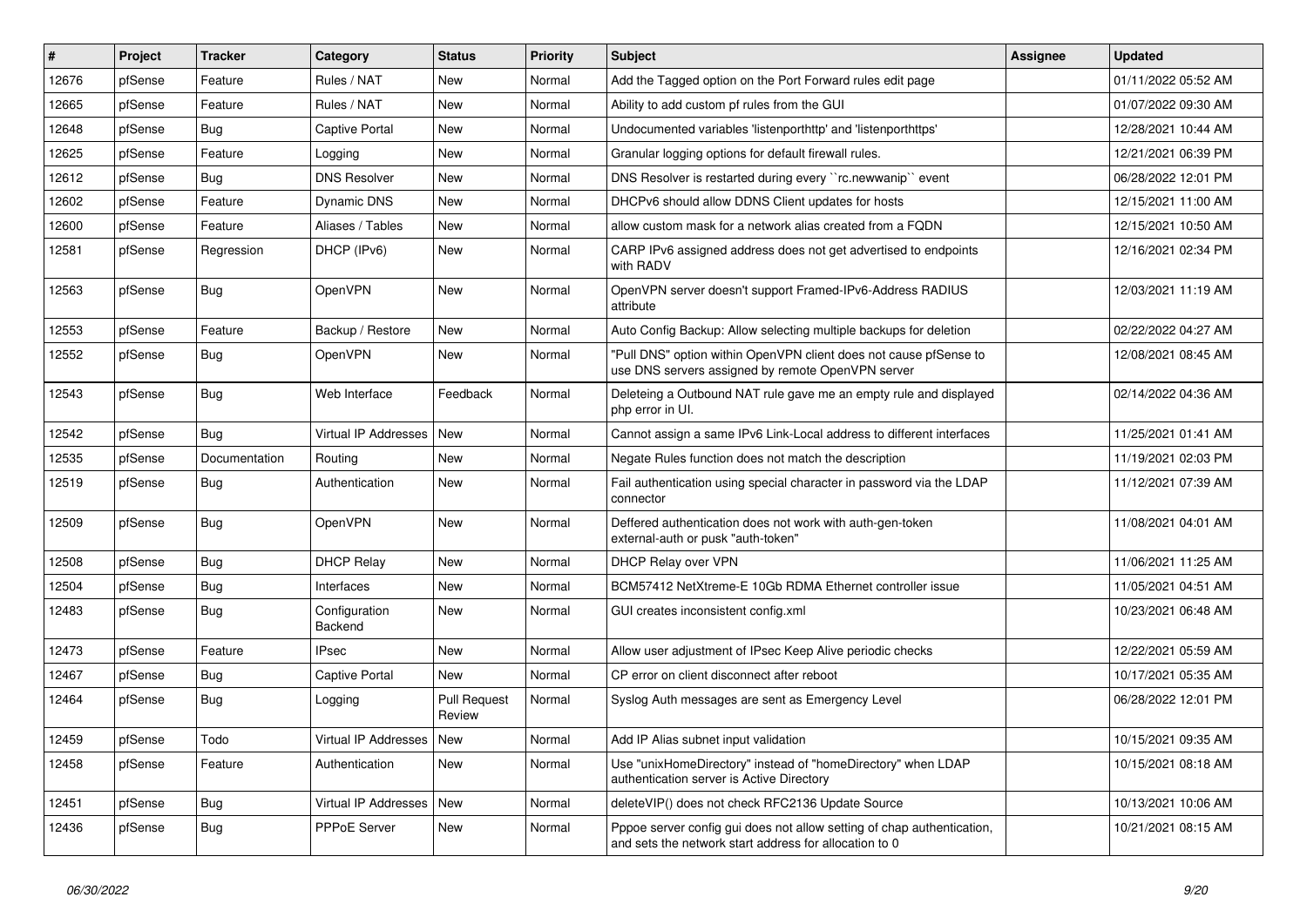| # | Project | Tracker | Category | Status | Priority | Subject | Assignee | Updated |
|---|---|---|---|---|---|---|---|---|
| 12676 | pfSense | Feature | Rules / NAT | New | Normal | Add the Tagged option on the Port Forward rules edit page | | 01/11/2022 05:52 AM |
| 12665 | pfSense | Feature | Rules / NAT | New | Normal | Ability to add custom pf rules from the GUI | | 01/07/2022 09:30 AM |
| 12648 | pfSense | Bug | Captive Portal | New | Normal | Undocumented variables 'listenporthttp' and 'listenporthttps' | | 12/28/2021 10:44 AM |
| 12625 | pfSense | Feature | Logging | New | Normal | Granular logging options for default firewall rules. | | 12/21/2021 06:39 PM |
| 12612 | pfSense | Bug | DNS Resolver | New | Normal | DNS Resolver is restarted during every ``rc.newwanip`` event | | 06/28/2022 12:01 PM |
| 12602 | pfSense | Feature | Dynamic DNS | New | Normal | DHCPv6 should allow DDNS Client updates for hosts | | 12/15/2021 11:00 AM |
| 12600 | pfSense | Feature | Aliases / Tables | New | Normal | allow custom mask for a network alias created from a FQDN | | 12/15/2021 10:50 AM |
| 12581 | pfSense | Regression | DHCP (IPv6) | New | Normal | CARP IPv6 assigned address does not get advertised to endpoints with RADV | | 12/16/2021 02:34 PM |
| 12563 | pfSense | Bug | OpenVPN | New | Normal | OpenVPN server doesn't support Framed-IPv6-Address RADIUS attribute | | 12/03/2021 11:19 AM |
| 12553 | pfSense | Feature | Backup / Restore | New | Normal | Auto Config Backup: Allow selecting multiple backups for deletion | | 02/22/2022 04:27 AM |
| 12552 | pfSense | Bug | OpenVPN | New | Normal | "Pull DNS" option within OpenVPN client does not cause pfSense to use DNS servers assigned by remote OpenVPN server | | 12/08/2021 08:45 AM |
| 12543 | pfSense | Bug | Web Interface | Feedback | Normal | Deleteing a Outbound NAT rule gave me an empty rule and displayed php error in UI. | | 02/14/2022 04:36 AM |
| 12542 | pfSense | Bug | Virtual IP Addresses | New | Normal | Cannot assign a same IPv6 Link-Local address to different interfaces | | 11/25/2021 01:41 AM |
| 12535 | pfSense | Documentation | Routing | New | Normal | Negate Rules function does not match the description | | 11/19/2021 02:03 PM |
| 12519 | pfSense | Bug | Authentication | New | Normal | Fail authentication using special character in password via the LDAP connector | | 11/12/2021 07:39 AM |
| 12509 | pfSense | Bug | OpenVPN | New | Normal | Deffered authentication does not work with auth-gen-token external-auth or pusk "auth-token" | | 11/08/2021 04:01 AM |
| 12508 | pfSense | Bug | DHCP Relay | New | Normal | DHCP Relay over VPN | | 11/06/2021 11:25 AM |
| 12504 | pfSense | Bug | Interfaces | New | Normal | BCM57412 NetXtreme-E 10Gb RDMA Ethernet controller issue | | 11/05/2021 04:51 AM |
| 12483 | pfSense | Bug | Configuration Backend | New | Normal | GUI creates inconsistent config.xml | | 10/23/2021 06:48 AM |
| 12473 | pfSense | Feature | IPsec | New | Normal | Allow user adjustment of IPsec Keep Alive periodic checks | | 12/22/2021 05:59 AM |
| 12467 | pfSense | Bug | Captive Portal | New | Normal | CP error on client disconnect after reboot | | 10/17/2021 05:35 AM |
| 12464 | pfSense | Bug | Logging | Pull Request Review | Normal | Syslog Auth messages are sent as Emergency Level | | 06/28/2022 12:01 PM |
| 12459 | pfSense | Todo | Virtual IP Addresses | New | Normal | Add IP Alias subnet input validation | | 10/15/2021 09:35 AM |
| 12458 | pfSense | Feature | Authentication | New | Normal | Use "unixHomeDirectory" instead of "homeDirectory" when LDAP authentication server is Active Directory | | 10/15/2021 08:18 AM |
| 12451 | pfSense | Bug | Virtual IP Addresses | New | Normal | deleteVIP() does not check RFC2136 Update Source | | 10/13/2021 10:06 AM |
| 12436 | pfSense | Bug | PPPoE Server | New | Normal | Pppoe server config gui does not allow setting of chap authentication, and sets the network start address for allocation to 0 | | 10/21/2021 08:15 AM |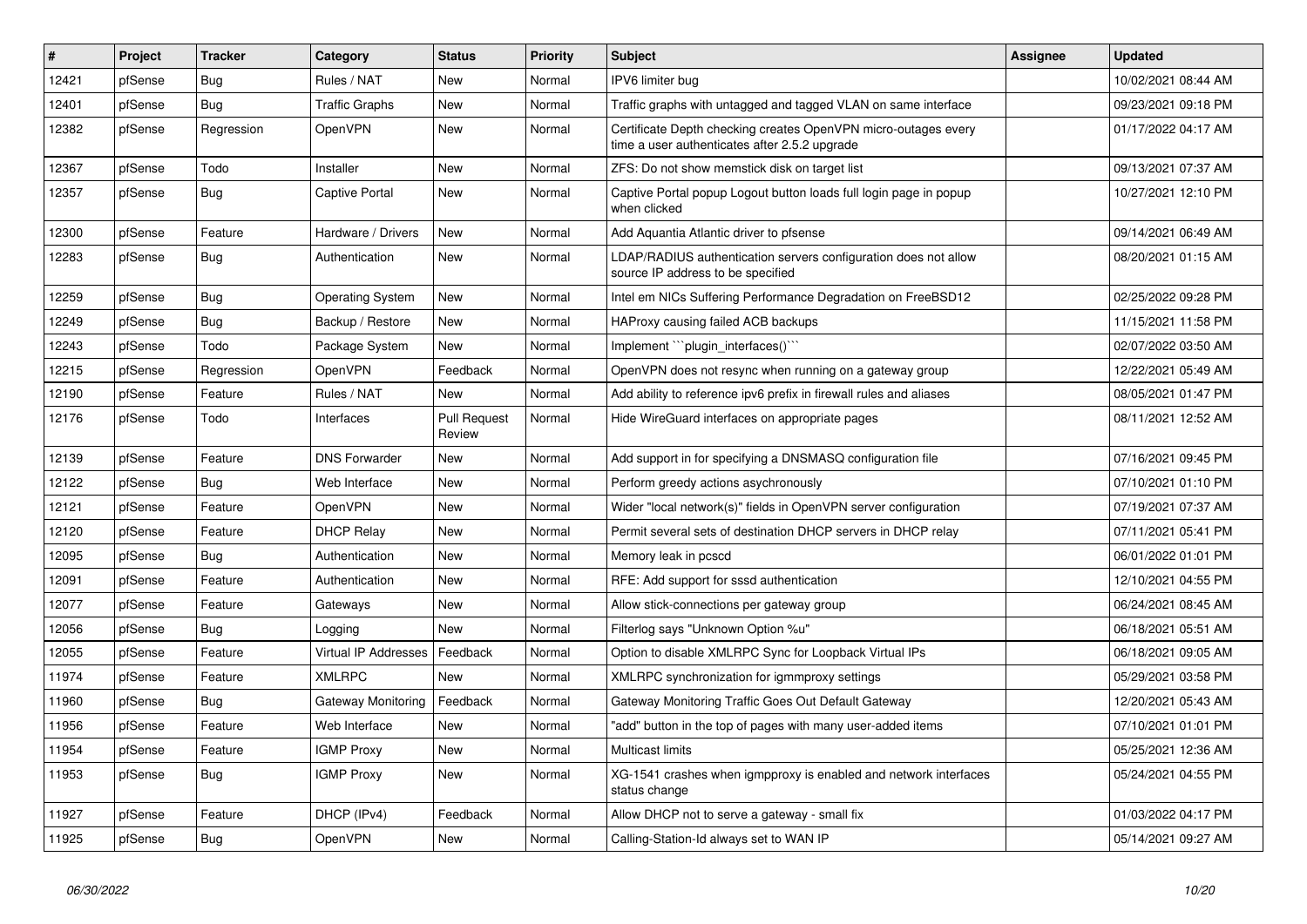| # | Project | Tracker | Category | Status | Priority | Subject | Assignee | Updated |
|---|---|---|---|---|---|---|---|---|
| 12421 | pfSense | Bug | Rules / NAT | New | Normal | IPV6 limiter bug | | 10/02/2021 08:44 AM |
| 12401 | pfSense | Bug | Traffic Graphs | New | Normal | Traffic graphs with untagged and tagged VLAN on same interface | | 09/23/2021 09:18 PM |
| 12382 | pfSense | Regression | OpenVPN | New | Normal | Certificate Depth checking creates OpenVPN micro-outages every time a user authenticates after 2.5.2 upgrade | | 01/17/2022 04:17 AM |
| 12367 | pfSense | Todo | Installer | New | Normal | ZFS: Do not show memstick disk on target list | | 09/13/2021 07:37 AM |
| 12357 | pfSense | Bug | Captive Portal | New | Normal | Captive Portal popup Logout button loads full login page in popup when clicked | | 10/27/2021 12:10 PM |
| 12300 | pfSense | Feature | Hardware / Drivers | New | Normal | Add Aquantia Atlantic driver to pfsense | | 09/14/2021 06:49 AM |
| 12283 | pfSense | Bug | Authentication | New | Normal | LDAP/RADIUS authentication servers configuration does not allow source IP address to be specified | | 08/20/2021 01:15 AM |
| 12259 | pfSense | Bug | Operating System | New | Normal | Intel em NICs Suffering Performance Degradation on FreeBSD12 | | 02/25/2022 09:28 PM |
| 12249 | pfSense | Bug | Backup / Restore | New | Normal | HAProxy causing failed ACB backups | | 11/15/2021 11:58 PM |
| 12243 | pfSense | Todo | Package System | New | Normal | Implement ```plugin_interfaces()``` | | 02/07/2022 03:50 AM |
| 12215 | pfSense | Regression | OpenVPN | Feedback | Normal | OpenVPN does not resync when running on a gateway group | | 12/22/2021 05:49 AM |
| 12190 | pfSense | Feature | Rules / NAT | New | Normal | Add ability to reference ipv6 prefix in firewall rules and aliases | | 08/05/2021 01:47 PM |
| 12176 | pfSense | Todo | Interfaces | Pull Request Review | Normal | Hide WireGuard interfaces on appropriate pages | | 08/11/2021 12:52 AM |
| 12139 | pfSense | Feature | DNS Forwarder | New | Normal | Add support in for specifying a DNSMASQ configuration file | | 07/16/2021 09:45 PM |
| 12122 | pfSense | Bug | Web Interface | New | Normal | Perform greedy actions asychronously | | 07/10/2021 01:10 PM |
| 12121 | pfSense | Feature | OpenVPN | New | Normal | Wider "local network(s)" fields in OpenVPN server configuration | | 07/19/2021 07:37 AM |
| 12120 | pfSense | Feature | DHCP Relay | New | Normal | Permit several sets of destination DHCP servers in DHCP relay | | 07/11/2021 05:41 PM |
| 12095 | pfSense | Bug | Authentication | New | Normal | Memory leak in pcscd | | 06/01/2022 01:01 PM |
| 12091 | pfSense | Feature | Authentication | New | Normal | RFE: Add support for sssd authentication | | 12/10/2021 04:55 PM |
| 12077 | pfSense | Feature | Gateways | New | Normal | Allow stick-connections per gateway group | | 06/24/2021 08:45 AM |
| 12056 | pfSense | Bug | Logging | New | Normal | Filterlog says "Unknown Option %u" | | 06/18/2021 05:51 AM |
| 12055 | pfSense | Feature | Virtual IP Addresses | Feedback | Normal | Option to disable XMLRPC Sync for Loopback Virtual IPs | | 06/18/2021 09:05 AM |
| 11974 | pfSense | Feature | XMLRPC | New | Normal | XMLRPC synchronization for igmmproxy settings | | 05/29/2021 03:58 PM |
| 11960 | pfSense | Bug | Gateway Monitoring | Feedback | Normal | Gateway Monitoring Traffic Goes Out Default Gateway | | 12/20/2021 05:43 AM |
| 11956 | pfSense | Feature | Web Interface | New | Normal | "add" button in the top of pages with many user-added items | | 07/10/2021 01:01 PM |
| 11954 | pfSense | Feature | IGMP Proxy | New | Normal | Multicast limits | | 05/25/2021 12:36 AM |
| 11953 | pfSense | Bug | IGMP Proxy | New | Normal | XG-1541 crashes when igmpproxy is enabled and network interfaces status change | | 05/24/2021 04:55 PM |
| 11927 | pfSense | Feature | DHCP (IPv4) | Feedback | Normal | Allow DHCP not to serve a gateway - small fix | | 01/03/2022 04:17 PM |
| 11925 | pfSense | Bug | OpenVPN | New | Normal | Calling-Station-Id always set to WAN IP | | 05/14/2021 09:27 AM |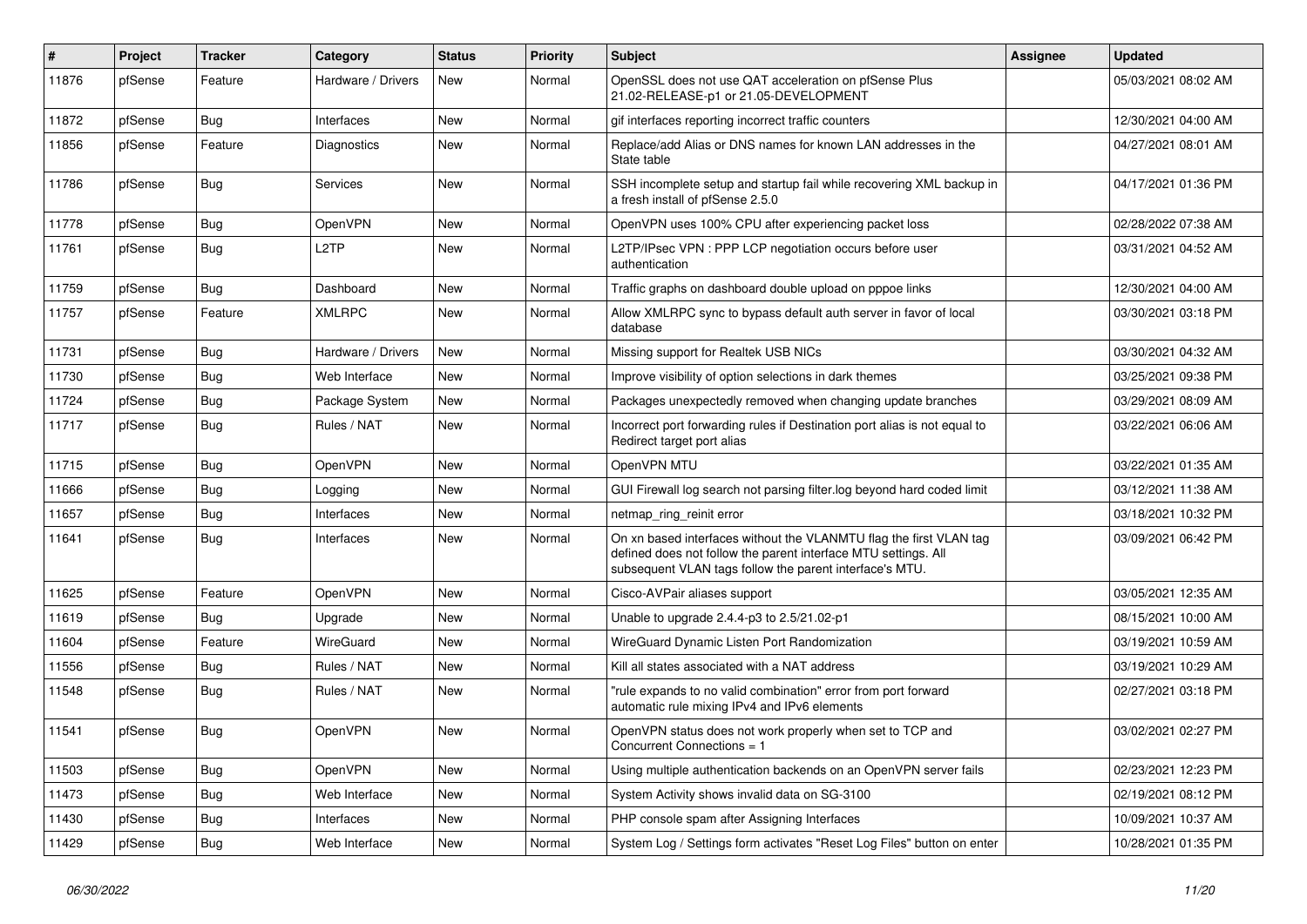| # | Project | Tracker | Category | Status | Priority | Subject | Assignee | Updated |
|---|---|---|---|---|---|---|---|---|
| 11876 | pfSense | Feature | Hardware / Drivers | New | Normal | OpenSSL does not use QAT acceleration on pfSense Plus 21.02-RELEASE-p1 or 21.05-DEVELOPMENT | | 05/03/2021 08:02 AM |
| 11872 | pfSense | Bug | Interfaces | New | Normal | gif interfaces reporting incorrect traffic counters | | 12/30/2021 04:00 AM |
| 11856 | pfSense | Feature | Diagnostics | New | Normal | Replace/add Alias or DNS names for known LAN addresses in the State table | | 04/27/2021 08:01 AM |
| 11786 | pfSense | Bug | Services | New | Normal | SSH incomplete setup and startup fail while recovering XML backup in a fresh install of pfSense 2.5.0 | | 04/17/2021 01:36 PM |
| 11778 | pfSense | Bug | OpenVPN | New | Normal | OpenVPN uses 100% CPU after experiencing packet loss | | 02/28/2022 07:38 AM |
| 11761 | pfSense | Bug | L2TP | New | Normal | L2TP/IPsec VPN : PPP LCP negotiation occurs before user authentication | | 03/31/2021 04:52 AM |
| 11759 | pfSense | Bug | Dashboard | New | Normal | Traffic graphs on dashboard double upload on pppoe links | | 12/30/2021 04:00 AM |
| 11757 | pfSense | Feature | XMLRPC | New | Normal | Allow XMLRPC sync to bypass default auth server in favor of local database | | 03/30/2021 03:18 PM |
| 11731 | pfSense | Bug | Hardware / Drivers | New | Normal | Missing support for Realtek USB NICs | | 03/30/2021 04:32 AM |
| 11730 | pfSense | Bug | Web Interface | New | Normal | Improve visibility of option selections in dark themes | | 03/25/2021 09:38 PM |
| 11724 | pfSense | Bug | Package System | New | Normal | Packages unexpectedly removed when changing update branches | | 03/29/2021 08:09 AM |
| 11717 | pfSense | Bug | Rules / NAT | New | Normal | Incorrect port forwarding rules if Destination port alias is not equal to Redirect target port alias | | 03/22/2021 06:06 AM |
| 11715 | pfSense | Bug | OpenVPN | New | Normal | OpenVPN MTU | | 03/22/2021 01:35 AM |
| 11666 | pfSense | Bug | Logging | New | Normal | GUI Firewall log search not parsing filter.log beyond hard coded limit | | 03/12/2021 11:38 AM |
| 11657 | pfSense | Bug | Interfaces | New | Normal | netmap_ring_reinit error | | 03/18/2021 10:32 PM |
| 11641 | pfSense | Bug | Interfaces | New | Normal | On xn based interfaces without the VLANMTU flag the first VLAN tag defined does not follow the parent interface MTU settings. All subsequent VLAN tags follow the parent interface's MTU. | | 03/09/2021 06:42 PM |
| 11625 | pfSense | Feature | OpenVPN | New | Normal | Cisco-AVPair aliases support | | 03/05/2021 12:35 AM |
| 11619 | pfSense | Bug | Upgrade | New | Normal | Unable to upgrade 2.4.4-p3 to 2.5/21.02-p1 | | 08/15/2021 10:00 AM |
| 11604 | pfSense | Feature | WireGuard | New | Normal | WireGuard Dynamic Listen Port Randomization | | 03/19/2021 10:59 AM |
| 11556 | pfSense | Bug | Rules / NAT | New | Normal | Kill all states associated with a NAT address | | 03/19/2021 10:29 AM |
| 11548 | pfSense | Bug | Rules / NAT | New | Normal | "rule expands to no valid combination" error from port forward automatic rule mixing IPv4 and IPv6 elements | | 02/27/2021 03:18 PM |
| 11541 | pfSense | Bug | OpenVPN | New | Normal | OpenVPN status does not work properly when set to TCP and Concurrent Connections = 1 | | 03/02/2021 02:27 PM |
| 11503 | pfSense | Bug | OpenVPN | New | Normal | Using multiple authentication backends on an OpenVPN server fails | | 02/23/2021 12:23 PM |
| 11473 | pfSense | Bug | Web Interface | New | Normal | System Activity shows invalid data on SG-3100 | | 02/19/2021 08:12 PM |
| 11430 | pfSense | Bug | Interfaces | New | Normal | PHP console spam after Assigning Interfaces | | 10/09/2021 10:37 AM |
| 11429 | pfSense | Bug | Web Interface | New | Normal | System Log / Settings form activates "Reset Log Files" button on enter | | 10/28/2021 01:35 PM |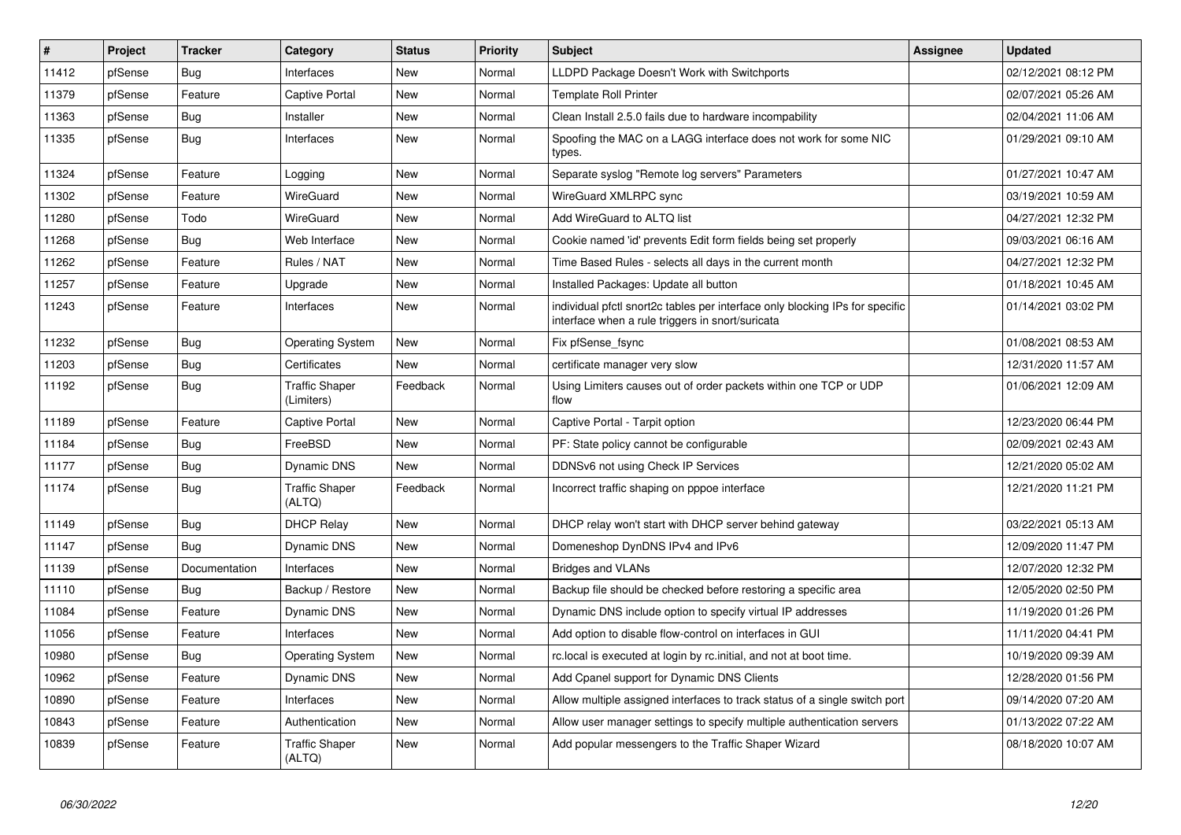| # | Project | Tracker | Category | Status | Priority | Subject | Assignee | Updated |
|---|---|---|---|---|---|---|---|---|
| 11412 | pfSense | Bug | Interfaces | New | Normal | LLDPD Package Doesn't Work with Switchports | | 02/12/2021 08:12 PM |
| 11379 | pfSense | Feature | Captive Portal | New | Normal | Template Roll Printer | | 02/07/2021 05:26 AM |
| 11363 | pfSense | Bug | Installer | New | Normal | Clean Install 2.5.0 fails due to hardware incompability | | 02/04/2021 11:06 AM |
| 11335 | pfSense | Bug | Interfaces | New | Normal | Spoofing the MAC on a LAGG interface does not work for some NIC types. | | 01/29/2021 09:10 AM |
| 11324 | pfSense | Feature | Logging | New | Normal | Separate syslog "Remote log servers" Parameters | | 01/27/2021 10:47 AM |
| 11302 | pfSense | Feature | WireGuard | New | Normal | WireGuard XMLRPC sync | | 03/19/2021 10:59 AM |
| 11280 | pfSense | Todo | WireGuard | New | Normal | Add WireGuard to ALTQ list | | 04/27/2021 12:32 PM |
| 11268 | pfSense | Bug | Web Interface | New | Normal | Cookie named 'id' prevents Edit form fields being set properly | | 09/03/2021 06:16 AM |
| 11262 | pfSense | Feature | Rules / NAT | New | Normal | Time Based Rules - selects all days in the current month | | 04/27/2021 12:32 PM |
| 11257 | pfSense | Feature | Upgrade | New | Normal | Installed Packages: Update all button | | 01/18/2021 10:45 AM |
| 11243 | pfSense | Feature | Interfaces | New | Normal | individual pfctl snort2c tables per interface only blocking IPs for specific interface when a rule triggers in snort/suricata | | 01/14/2021 03:02 PM |
| 11232 | pfSense | Bug | Operating System | New | Normal | Fix pfSense_fsync | | 01/08/2021 08:53 AM |
| 11203 | pfSense | Bug | Certificates | New | Normal | certificate manager very slow | | 12/31/2020 11:57 AM |
| 11192 | pfSense | Bug | Traffic Shaper (Limiters) | Feedback | Normal | Using Limiters causes out of order packets within one TCP or UDP flow | | 01/06/2021 12:09 AM |
| 11189 | pfSense | Feature | Captive Portal | New | Normal | Captive Portal - Tarpit option | | 12/23/2020 06:44 PM |
| 11184 | pfSense | Bug | FreeBSD | New | Normal | PF: State policy cannot be configurable | | 02/09/2021 02:43 AM |
| 11177 | pfSense | Bug | Dynamic DNS | New | Normal | DDNSv6 not using Check IP Services | | 12/21/2020 05:02 AM |
| 11174 | pfSense | Bug | Traffic Shaper (ALTQ) | Feedback | Normal | Incorrect traffic shaping on pppoe interface | | 12/21/2020 11:21 PM |
| 11149 | pfSense | Bug | DHCP Relay | New | Normal | DHCP relay won't start with DHCP server behind gateway | | 03/22/2021 05:13 AM |
| 11147 | pfSense | Bug | Dynamic DNS | New | Normal | Domeneshop DynDNS IPv4 and IPv6 | | 12/09/2020 11:47 PM |
| 11139 | pfSense | Documentation | Interfaces | New | Normal | Bridges and VLANs | | 12/07/2020 12:32 PM |
| 11110 | pfSense | Bug | Backup / Restore | New | Normal | Backup file should be checked before restoring a specific area | | 12/05/2020 02:50 PM |
| 11084 | pfSense | Feature | Dynamic DNS | New | Normal | Dynamic DNS include option to specify virtual IP addresses | | 11/19/2020 01:26 PM |
| 11056 | pfSense | Feature | Interfaces | New | Normal | Add option to disable flow-control on interfaces in GUI | | 11/11/2020 04:41 PM |
| 10980 | pfSense | Bug | Operating System | New | Normal | rc.local is executed at login by rc.initial, and not at boot time. | | 10/19/2020 09:39 AM |
| 10962 | pfSense | Feature | Dynamic DNS | New | Normal | Add Cpanel support for Dynamic DNS Clients | | 12/28/2020 01:56 PM |
| 10890 | pfSense | Feature | Interfaces | New | Normal | Allow multiple assigned interfaces to track status of a single switch port | | 09/14/2020 07:20 AM |
| 10843 | pfSense | Feature | Authentication | New | Normal | Allow user manager settings to specify multiple authentication servers | | 01/13/2022 07:22 AM |
| 10839 | pfSense | Feature | Traffic Shaper (ALTQ) | New | Normal | Add popular messengers to the Traffic Shaper Wizard | | 08/18/2020 10:07 AM |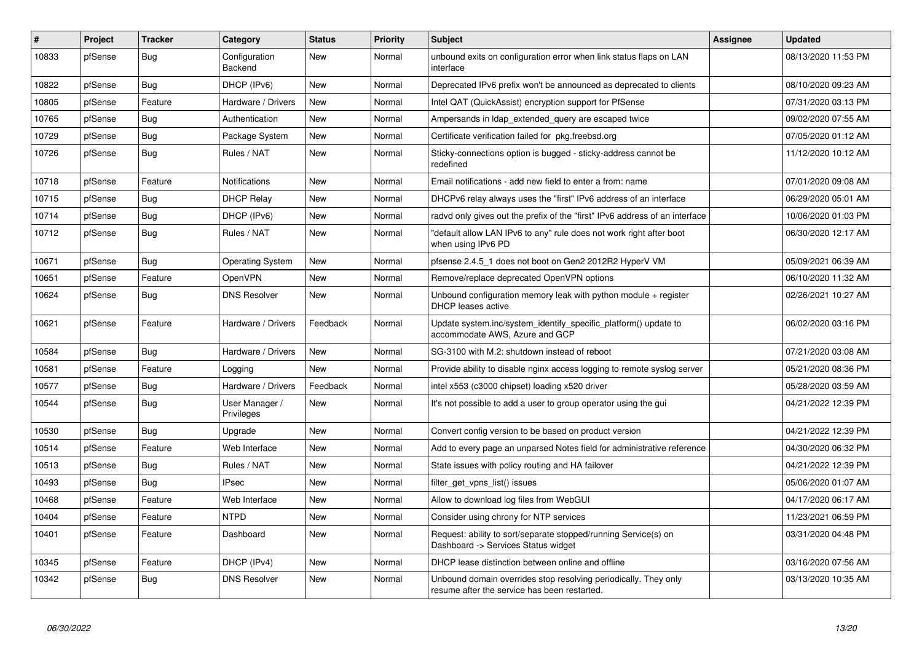| # | Project | Tracker | Category | Status | Priority | Subject | Assignee | Updated |
|---|---|---|---|---|---|---|---|---|
| 10833 | pfSense | Bug | Configuration Backend | New | Normal | unbound exits on configuration error when link status flaps on LAN interface | | 08/13/2020 11:53 PM |
| 10822 | pfSense | Bug | DHCP (IPv6) | New | Normal | Deprecated IPv6 prefix won't be announced as deprecated to clients | | 08/10/2020 09:23 AM |
| 10805 | pfSense | Feature | Hardware / Drivers | New | Normal | Intel QAT (QuickAssist) encryption support for PfSense | | 07/31/2020 03:13 PM |
| 10765 | pfSense | Bug | Authentication | New | Normal | Ampersands in ldap_extended_query are escaped twice | | 09/02/2020 07:55 AM |
| 10729 | pfSense | Bug | Package System | New | Normal | Certificate verification failed for pkg.freebsd.org | | 07/05/2020 01:12 AM |
| 10726 | pfSense | Bug | Rules / NAT | New | Normal | Sticky-connections option is bugged - sticky-address cannot be redefined | | 11/12/2020 10:12 AM |
| 10718 | pfSense | Feature | Notifications | New | Normal | Email notifications - add new field to enter a from: name | | 07/01/2020 09:08 AM |
| 10715 | pfSense | Bug | DHCP Relay | New | Normal | DHCPv6 relay always uses the "first" IPv6 address of an interface | | 06/29/2020 05:01 AM |
| 10714 | pfSense | Bug | DHCP (IPv6) | New | Normal | radvd only gives out the prefix of the "first" IPv6 address of an interface | | 10/06/2020 01:03 PM |
| 10712 | pfSense | Bug | Rules / NAT | New | Normal | "default allow LAN IPv6 to any" rule does not work right after boot when using IPv6 PD | | 06/30/2020 12:17 AM |
| 10671 | pfSense | Bug | Operating System | New | Normal | pfsense 2.4.5_1 does not boot on Gen2 2012R2 HyperV VM | | 05/09/2021 06:39 AM |
| 10651 | pfSense | Feature | OpenVPN | New | Normal | Remove/replace deprecated OpenVPN options | | 06/10/2020 11:32 AM |
| 10624 | pfSense | Bug | DNS Resolver | New | Normal | Unbound configuration memory leak with python module + register DHCP leases active | | 02/26/2021 10:27 AM |
| 10621 | pfSense | Feature | Hardware / Drivers | Feedback | Normal | Update system.inc/system_identify_specific_platform() update to accommodate AWS, Azure and GCP | | 06/02/2020 03:16 PM |
| 10584 | pfSense | Bug | Hardware / Drivers | New | Normal | SG-3100 with M.2: shutdown instead of reboot | | 07/21/2020 03:08 AM |
| 10581 | pfSense | Feature | Logging | New | Normal | Provide ability to disable nginx access logging to remote syslog server | | 05/21/2020 08:36 PM |
| 10577 | pfSense | Bug | Hardware / Drivers | Feedback | Normal | intel x553 (c3000 chipset) loading x520 driver | | 05/28/2020 03:59 AM |
| 10544 | pfSense | Bug | User Manager / Privileges | New | Normal | It's not possible to add a user to group operator using the gui | | 04/21/2022 12:39 PM |
| 10530 | pfSense | Bug | Upgrade | New | Normal | Convert config version to be based on product version | | 04/21/2022 12:39 PM |
| 10514 | pfSense | Feature | Web Interface | New | Normal | Add to every page an unparsed Notes field for administrative reference | | 04/30/2020 06:32 PM |
| 10513 | pfSense | Bug | Rules / NAT | New | Normal | State issues with policy routing and HA failover | | 04/21/2022 12:39 PM |
| 10493 | pfSense | Bug | IPsec | New | Normal | filter_get_vpns_list() issues | | 05/06/2020 01:07 AM |
| 10468 | pfSense | Feature | Web Interface | New | Normal | Allow to download log files from WebGUI | | 04/17/2020 06:17 AM |
| 10404 | pfSense | Feature | NTPD | New | Normal | Consider using chrony for NTP services | | 11/23/2021 06:59 PM |
| 10401 | pfSense | Feature | Dashboard | New | Normal | Request: ability to sort/separate stopped/running Service(s) on Dashboard -> Services Status widget | | 03/31/2020 04:48 PM |
| 10345 | pfSense | Feature | DHCP (IPv4) | New | Normal | DHCP lease distinction between online and offline | | 03/16/2020 07:56 AM |
| 10342 | pfSense | Bug | DNS Resolver | New | Normal | Unbound domain overrides stop resolving periodically. They only resume after the service has been restarted. | | 03/13/2020 10:35 AM |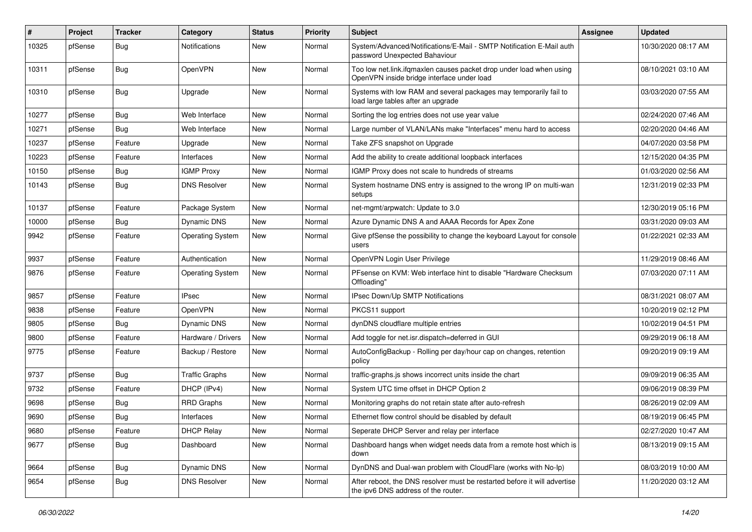| # | Project | Tracker | Category | Status | Priority | Subject | Assignee | Updated |
|---|---|---|---|---|---|---|---|---|
| 10325 | pfSense | Bug | Notifications | New | Normal | System/Advanced/Notifications/E-Mail - SMTP Notification E-Mail auth password Unexpected Bahaviour | | 10/30/2020 08:17 AM |
| 10311 | pfSense | Bug | OpenVPN | New | Normal | Too low net.link.ifqmaxlen causes packet drop under load when using OpenVPN inside bridge interface under load | | 08/10/2021 03:10 AM |
| 10310 | pfSense | Bug | Upgrade | New | Normal | Systems with low RAM and several packages may temporarily fail to load large tables after an upgrade | | 03/03/2020 07:55 AM |
| 10277 | pfSense | Bug | Web Interface | New | Normal | Sorting the log entries does not use year value | | 02/24/2020 07:46 AM |
| 10271 | pfSense | Bug | Web Interface | New | Normal | Large number of VLAN/LANs make "Interfaces" menu hard to access | | 02/20/2020 04:46 AM |
| 10237 | pfSense | Feature | Upgrade | New | Normal | Take ZFS snapshot on Upgrade | | 04/07/2020 03:58 PM |
| 10223 | pfSense | Feature | Interfaces | New | Normal | Add the ability to create additional loopback interfaces | | 12/15/2020 04:35 PM |
| 10150 | pfSense | Bug | IGMP Proxy | New | Normal | IGMP Proxy does not scale to hundreds of streams | | 01/03/2020 02:56 AM |
| 10143 | pfSense | Bug | DNS Resolver | New | Normal | System hostname DNS entry is assigned to the wrong IP on multi-wan setups | | 12/31/2019 02:33 PM |
| 10137 | pfSense | Feature | Package System | New | Normal | net-mgmt/arpwatch: Update to 3.0 | | 12/30/2019 05:16 PM |
| 10000 | pfSense | Bug | Dynamic DNS | New | Normal | Azure Dynamic DNS A and AAAA Records for Apex Zone | | 03/31/2020 09:03 AM |
| 9942 | pfSense | Feature | Operating System | New | Normal | Give pfSense the possibility to change the keyboard Layout for console users | | 01/22/2021 02:33 AM |
| 9937 | pfSense | Feature | Authentication | New | Normal | OpenVPN Login User Privilege | | 11/29/2019 08:46 AM |
| 9876 | pfSense | Feature | Operating System | New | Normal | PFsense on KVM: Web interface hint to disable "Hardware Checksum Offloading" | | 07/03/2020 07:11 AM |
| 9857 | pfSense | Feature | IPsec | New | Normal | IPsec Down/Up SMTP Notifications | | 08/31/2021 08:07 AM |
| 9838 | pfSense | Feature | OpenVPN | New | Normal | PKCS11 support | | 10/20/2019 02:12 PM |
| 9805 | pfSense | Bug | Dynamic DNS | New | Normal | dynDNS cloudflare multiple entries | | 10/02/2019 04:51 PM |
| 9800 | pfSense | Feature | Hardware / Drivers | New | Normal | Add toggle for net.isr.dispatch=deferred in GUI | | 09/29/2019 06:18 AM |
| 9775 | pfSense | Feature | Backup / Restore | New | Normal | AutoConfigBackup - Rolling per day/hour cap on changes, retention policy | | 09/20/2019 09:19 AM |
| 9737 | pfSense | Bug | Traffic Graphs | New | Normal | traffic-graphs.js shows incorrect units inside the chart | | 09/09/2019 06:35 AM |
| 9732 | pfSense | Feature | DHCP (IPv4) | New | Normal | System UTC time offset in DHCP Option 2 | | 09/06/2019 08:39 PM |
| 9698 | pfSense | Bug | RRD Graphs | New | Normal | Monitoring graphs do not retain state after auto-refresh | | 08/26/2019 02:09 AM |
| 9690 | pfSense | Bug | Interfaces | New | Normal | Ethernet flow control should be disabled by default | | 08/19/2019 06:45 PM |
| 9680 | pfSense | Feature | DHCP Relay | New | Normal | Seperate DHCP Server and relay per interface | | 02/27/2020 10:47 AM |
| 9677 | pfSense | Bug | Dashboard | New | Normal | Dashboard hangs when widget needs data from a remote host which is down | | 08/13/2019 09:15 AM |
| 9664 | pfSense | Bug | Dynamic DNS | New | Normal | DynDNS and Dual-wan problem with CloudFlare (works with No-Ip) | | 08/03/2019 10:00 AM |
| 9654 | pfSense | Bug | DNS Resolver | New | Normal | After reboot, the DNS resolver must be restarted before it will advertise the ipv6 DNS address of the router. | | 11/20/2020 03:12 AM |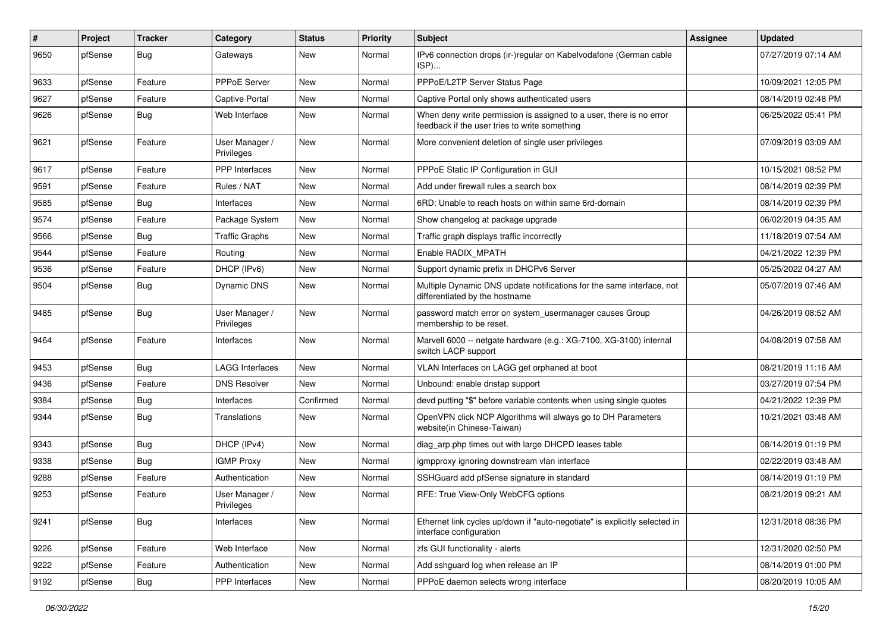| # | Project | Tracker | Category | Status | Priority | Subject | Assignee | Updated |
|---|---|---|---|---|---|---|---|---|
| 9650 | pfSense | Bug | Gateways | New | Normal | IPv6 connection drops (ir-)regular on Kabelvodafone (German cable ISP)... | | 07/27/2019 07:14 AM |
| 9633 | pfSense | Feature | PPPoE Server | New | Normal | PPPoE/L2TP Server Status Page | | 10/09/2021 12:05 PM |
| 9627 | pfSense | Feature | Captive Portal | New | Normal | Captive Portal only shows authenticated users | | 08/14/2019 02:48 PM |
| 9626 | pfSense | Bug | Web Interface | New | Normal | When deny write permission is assigned to a user, there is no error feedback if the user tries to write something | | 06/25/2022 05:41 PM |
| 9621 | pfSense | Feature | User Manager / Privileges | New | Normal | More convenient deletion of single user privileges | | 07/09/2019 03:09 AM |
| 9617 | pfSense | Feature | PPP Interfaces | New | Normal | PPPoE Static IP Configuration in GUI | | 10/15/2021 08:52 PM |
| 9591 | pfSense | Feature | Rules / NAT | New | Normal | Add under firewall rules a search box | | 08/14/2019 02:39 PM |
| 9585 | pfSense | Bug | Interfaces | New | Normal | 6RD: Unable to reach hosts on within same 6rd-domain | | 08/14/2019 02:39 PM |
| 9574 | pfSense | Feature | Package System | New | Normal | Show changelog at package upgrade | | 06/02/2019 04:35 AM |
| 9566 | pfSense | Bug | Traffic Graphs | New | Normal | Traffic graph displays traffic incorrectly | | 11/18/2019 07:54 AM |
| 9544 | pfSense | Feature | Routing | New | Normal | Enable RADIX_MPATH | | 04/21/2022 12:39 PM |
| 9536 | pfSense | Feature | DHCP (IPv6) | New | Normal | Support dynamic prefix in DHCPv6 Server | | 05/25/2022 04:27 AM |
| 9504 | pfSense | Bug | Dynamic DNS | New | Normal | Multiple Dynamic DNS update notifications for the same interface, not differentiated by the hostname | | 05/07/2019 07:46 AM |
| 9485 | pfSense | Bug | User Manager / Privileges | New | Normal | password match error on system_usermanager causes Group membership to be reset. | | 04/26/2019 08:52 AM |
| 9464 | pfSense | Feature | Interfaces | New | Normal | Marvell 6000 -- netgate hardware (e.g.: XG-7100, XG-3100) internal switch LACP support | | 04/08/2019 07:58 AM |
| 9453 | pfSense | Bug | LAGG Interfaces | New | Normal | VLAN Interfaces on LAGG get orphaned at boot | | 08/21/2019 11:16 AM |
| 9436 | pfSense | Feature | DNS Resolver | New | Normal | Unbound: enable dnstap support | | 03/27/2019 07:54 PM |
| 9384 | pfSense | Bug | Interfaces | Confirmed | Normal | devd putting "$" before variable contents when using single quotes | | 04/21/2022 12:39 PM |
| 9344 | pfSense | Bug | Translations | New | Normal | OpenVPN click NCP Algorithms will always go to DH Parameters website(in Chinese-Taiwan) | | 10/21/2021 03:48 AM |
| 9343 | pfSense | Bug | DHCP (IPv4) | New | Normal | diag_arp.php times out with large DHCPD leases table | | 08/14/2019 01:19 PM |
| 9338 | pfSense | Bug | IGMP Proxy | New | Normal | igmpproxy ignoring downstream vlan interface | | 02/22/2019 03:48 AM |
| 9288 | pfSense | Feature | Authentication | New | Normal | SSHGuard add pfSense signature in standard | | 08/14/2019 01:19 PM |
| 9253 | pfSense | Feature | User Manager / Privileges | New | Normal | RFE: True View-Only WebCFG options | | 08/21/2019 09:21 AM |
| 9241 | pfSense | Bug | Interfaces | New | Normal | Ethernet link cycles up/down if "auto-negotiate" is explicitly selected in interface configuration | | 12/31/2018 08:36 PM |
| 9226 | pfSense | Feature | Web Interface | New | Normal | zfs GUI functionality - alerts | | 12/31/2020 02:50 PM |
| 9222 | pfSense | Feature | Authentication | New | Normal | Add sshguard log when release an IP | | 08/14/2019 01:00 PM |
| 9192 | pfSense | Bug | PPP Interfaces | New | Normal | PPPoE daemon selects wrong interface | | 08/20/2019 10:05 AM |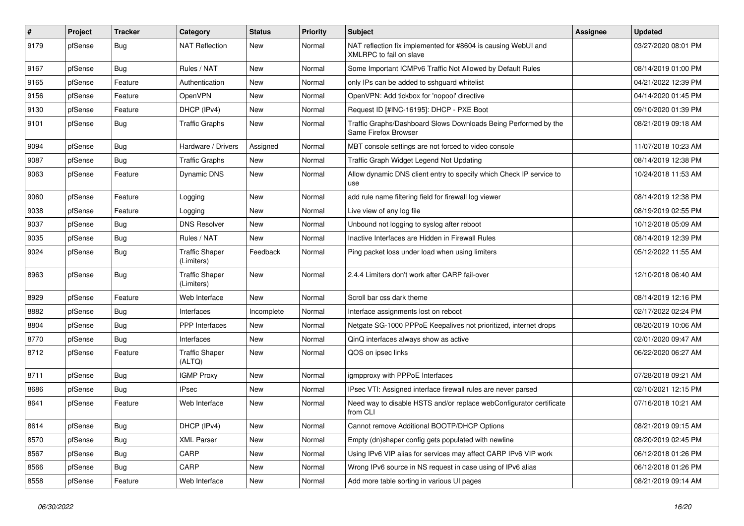| # | Project | Tracker | Category | Status | Priority | Subject | Assignee | Updated |
|---|---|---|---|---|---|---|---|---|
| 9179 | pfSense | Bug | NAT Reflection | New | Normal | NAT reflection fix implemented for #8604 is causing WebUI and XMLRPC to fail on slave | | 03/27/2020 08:01 PM |
| 9167 | pfSense | Bug | Rules / NAT | New | Normal | Some Important ICMPv6 Traffic Not Allowed by Default Rules | | 08/14/2019 01:00 PM |
| 9165 | pfSense | Feature | Authentication | New | Normal | only IPs can be added to sshguard whitelist | | 04/21/2022 12:39 PM |
| 9156 | pfSense | Feature | OpenVPN | New | Normal | OpenVPN: Add tickbox for 'nopool' directive | | 04/14/2020 01:45 PM |
| 9130 | pfSense | Feature | DHCP (IPv4) | New | Normal | Request ID [#INC-16195]: DHCP - PXE Boot | | 09/10/2020 01:39 PM |
| 9101 | pfSense | Bug | Traffic Graphs | New | Normal | Traffic Graphs/Dashboard Slows Downloads Being Performed by the Same Firefox Browser | | 08/21/2019 09:18 AM |
| 9094 | pfSense | Bug | Hardware / Drivers | Assigned | Normal | MBT console settings are not forced to video console | | 11/07/2018 10:23 AM |
| 9087 | pfSense | Bug | Traffic Graphs | New | Normal | Traffic Graph Widget Legend Not Updating | | 08/14/2019 12:38 PM |
| 9063 | pfSense | Feature | Dynamic DNS | New | Normal | Allow dynamic DNS client entry to specify which Check IP service to use | | 10/24/2018 11:53 AM |
| 9060 | pfSense | Feature | Logging | New | Normal | add rule name filtering field for firewall log viewer | | 08/14/2019 12:38 PM |
| 9038 | pfSense | Feature | Logging | New | Normal | Live view of any log file | | 08/19/2019 02:55 PM |
| 9037 | pfSense | Bug | DNS Resolver | New | Normal | Unbound not logging to syslog after reboot | | 10/12/2018 05:09 AM |
| 9035 | pfSense | Bug | Rules / NAT | New | Normal | Inactive Interfaces are Hidden in Firewall Rules | | 08/14/2019 12:39 PM |
| 9024 | pfSense | Bug | Traffic Shaper (Limiters) | Feedback | Normal | Ping packet loss under load when using limiters | | 05/12/2022 11:55 AM |
| 8963 | pfSense | Bug | Traffic Shaper (Limiters) | New | Normal | 2.4.4 Limiters don't work after CARP fail-over | | 12/10/2018 06:40 AM |
| 8929 | pfSense | Feature | Web Interface | New | Normal | Scroll bar css dark theme | | 08/14/2019 12:16 PM |
| 8882 | pfSense | Bug | Interfaces | Incomplete | Normal | Interface assignments lost on reboot | | 02/17/2022 02:24 PM |
| 8804 | pfSense | Bug | PPP Interfaces | New | Normal | Netgate SG-1000 PPPoE Keepalives not prioritized, internet drops | | 08/20/2019 10:06 AM |
| 8770 | pfSense | Bug | Interfaces | New | Normal | QinQ interfaces always show as active | | 02/01/2020 09:47 AM |
| 8712 | pfSense | Feature | Traffic Shaper (ALTQ) | New | Normal | QOS on ipsec links | | 06/22/2020 06:27 AM |
| 8711 | pfSense | Bug | IGMP Proxy | New | Normal | igmpproxy with PPPoE Interfaces | | 07/28/2018 09:21 AM |
| 8686 | pfSense | Bug | IPsec | New | Normal | IPsec VTI: Assigned interface firewall rules are never parsed | | 02/10/2021 12:15 PM |
| 8641 | pfSense | Feature | Web Interface | New | Normal | Need way to disable HSTS and/or replace webConfigurator certificate from CLI | | 07/16/2018 10:21 AM |
| 8614 | pfSense | Bug | DHCP (IPv4) | New | Normal | Cannot remove Additional BOOTP/DHCP Options | | 08/21/2019 09:15 AM |
| 8570 | pfSense | Bug | XML Parser | New | Normal | Empty (dn)shaper config gets populated with newline | | 08/20/2019 02:45 PM |
| 8567 | pfSense | Bug | CARP | New | Normal | Using IPv6 VIP alias for services may affect CARP IPv6 VIP work | | 06/12/2018 01:26 PM |
| 8566 | pfSense | Bug | CARP | New | Normal | Wrong IPv6 source in NS request in case using of IPv6 alias | | 06/12/2018 01:26 PM |
| 8558 | pfSense | Feature | Web Interface | New | Normal | Add more table sorting in various UI pages | | 08/21/2019 09:14 AM |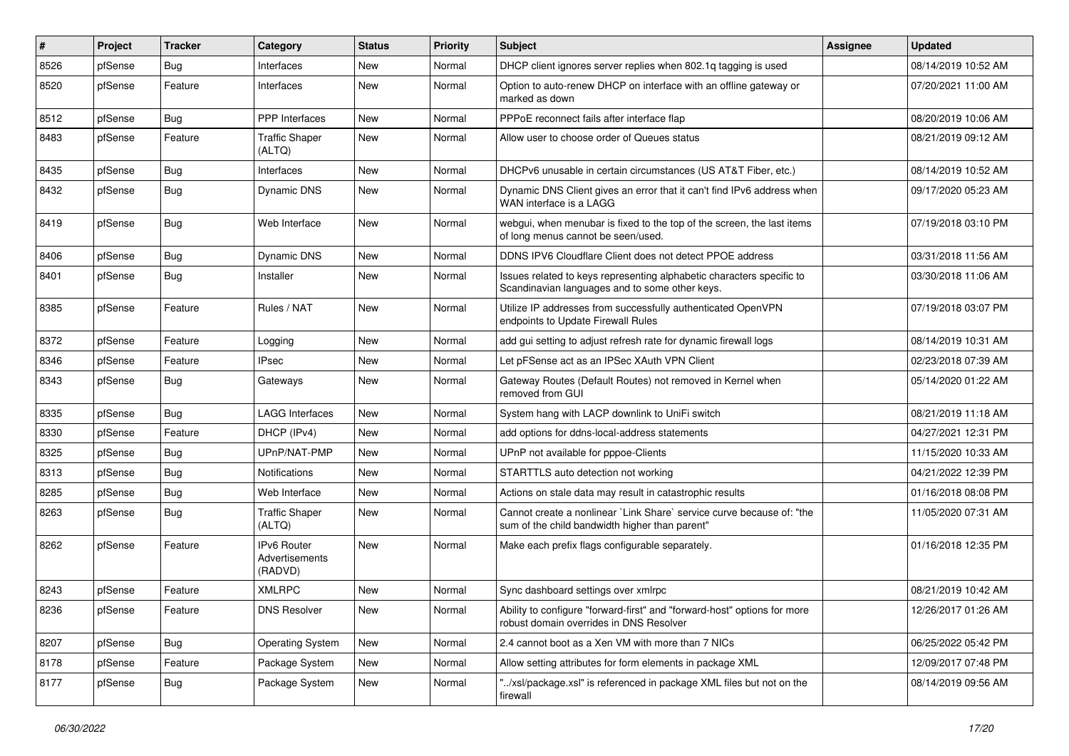| # | Project | Tracker | Category | Status | Priority | Subject | Assignee | Updated |
|---|---|---|---|---|---|---|---|---|
| 8526 | pfSense | Bug | Interfaces | New | Normal | DHCP client ignores server replies when 802.1q tagging is used | | 08/14/2019 10:52 AM |
| 8520 | pfSense | Feature | Interfaces | New | Normal | Option to auto-renew DHCP on interface with an offline gateway or marked as down | | 07/20/2021 11:00 AM |
| 8512 | pfSense | Bug | PPP Interfaces | New | Normal | PPPoE reconnect fails after interface flap | | 08/20/2019 10:06 AM |
| 8483 | pfSense | Feature | Traffic Shaper (ALTQ) | New | Normal | Allow user to choose order of Queues status | | 08/21/2019 09:12 AM |
| 8435 | pfSense | Bug | Interfaces | New | Normal | DHCPv6 unusable in certain circumstances (US AT&T Fiber, etc.) | | 08/14/2019 10:52 AM |
| 8432 | pfSense | Bug | Dynamic DNS | New | Normal | Dynamic DNS Client gives an error that it can't find IPv6 address when WAN interface is a LAGG | | 09/17/2020 05:23 AM |
| 8419 | pfSense | Bug | Web Interface | New | Normal | webgui, when menubar is fixed to the top of the screen, the last items of long menus cannot be seen/used. | | 07/19/2018 03:10 PM |
| 8406 | pfSense | Bug | Dynamic DNS | New | Normal | DDNS IPV6 Cloudflare Client does not detect PPOE address | | 03/31/2018 11:56 AM |
| 8401 | pfSense | Bug | Installer | New | Normal | Issues related to keys representing alphabetic characters specific to Scandinavian languages and to some other keys. | | 03/30/2018 11:06 AM |
| 8385 | pfSense | Feature | Rules / NAT | New | Normal | Utilize IP addresses from successfully authenticated OpenVPN endpoints to Update Firewall Rules | | 07/19/2018 03:07 PM |
| 8372 | pfSense | Feature | Logging | New | Normal | add gui setting to adjust refresh rate for dynamic firewall logs | | 08/14/2019 10:31 AM |
| 8346 | pfSense | Feature | IPsec | New | Normal | Let pFSense act as an IPSec XAuth VPN Client | | 02/23/2018 07:39 AM |
| 8343 | pfSense | Bug | Gateways | New | Normal | Gateway Routes (Default Routes) not removed in Kernel when removed from GUI | | 05/14/2020 01:22 AM |
| 8335 | pfSense | Bug | LAGG Interfaces | New | Normal | System hang with LACP downlink to UniFi switch | | 08/21/2019 11:18 AM |
| 8330 | pfSense | Feature | DHCP (IPv4) | New | Normal | add options for ddns-local-address statements | | 04/27/2021 12:31 PM |
| 8325 | pfSense | Bug | UPnP/NAT-PMP | New | Normal | UPnP not available for pppoe-Clients | | 11/15/2020 10:33 AM |
| 8313 | pfSense | Bug | Notifications | New | Normal | STARTTLS auto detection not working | | 04/21/2022 12:39 PM |
| 8285 | pfSense | Bug | Web Interface | New | Normal | Actions on stale data may result in catastrophic results | | 01/16/2018 08:08 PM |
| 8263 | pfSense | Bug | Traffic Shaper (ALTQ) | New | Normal | Cannot create a nonlinear `Link Share` service curve because of: "the sum of the child bandwidth higher than parent" | | 11/05/2020 07:31 AM |
| 8262 | pfSense | Feature | IPv6 Router Advertisements (RADVD) | New | Normal | Make each prefix flags configurable separately. | | 01/16/2018 12:35 PM |
| 8243 | pfSense | Feature | XMLRPC | New | Normal | Sync dashboard settings over xmlrpc | | 08/21/2019 10:42 AM |
| 8236 | pfSense | Feature | DNS Resolver | New | Normal | Ability to configure "forward-first" and "forward-host" options for more robust domain overrides in DNS Resolver | | 12/26/2017 01:26 AM |
| 8207 | pfSense | Bug | Operating System | New | Normal | 2.4 cannot boot as a Xen VM with more than 7 NICs | | 06/25/2022 05:42 PM |
| 8178 | pfSense | Feature | Package System | New | Normal | Allow setting attributes for form elements in package XML | | 12/09/2017 07:48 PM |
| 8177 | pfSense | Bug | Package System | New | Normal | "../xsl/package.xsl" is referenced in package XML files but not on the firewall | | 08/14/2019 09:56 AM |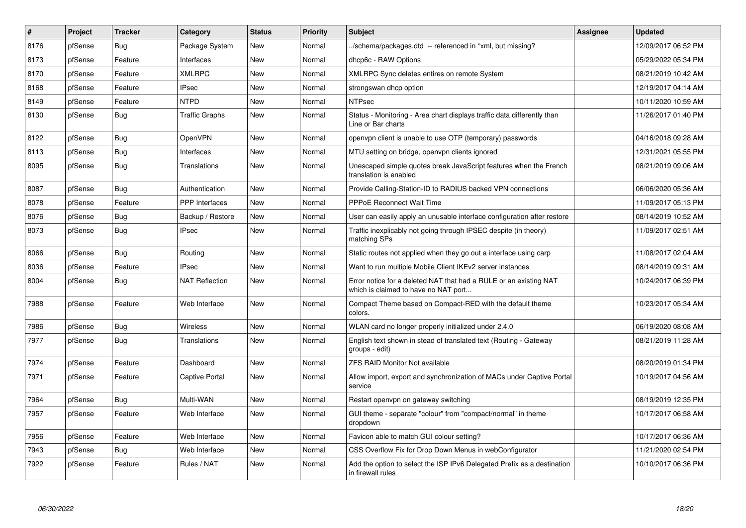| # | Project | Tracker | Category | Status | Priority | Subject | Assignee | Updated |
|---|---|---|---|---|---|---|---|---|
| 8176 | pfSense | Bug | Package System | New | Normal | ../schema/packages.dtd -- referenced in *xml, but missing? | | 12/09/2017 06:52 PM |
| 8173 | pfSense | Feature | Interfaces | New | Normal | dhcp6c - RAW Options | | 05/29/2022 05:34 PM |
| 8170 | pfSense | Feature | XMLRPC | New | Normal | XMLRPC Sync deletes entires on remote System | | 08/21/2019 10:42 AM |
| 8168 | pfSense | Feature | IPsec | New | Normal | strongswan dhcp option | | 12/19/2017 04:14 AM |
| 8149 | pfSense | Feature | NTPD | New | Normal | NTPsec | | 10/11/2020 10:59 AM |
| 8130 | pfSense | Bug | Traffic Graphs | New | Normal | Status - Monitoring - Area chart displays traffic data differently than Line or Bar charts | | 11/26/2017 01:40 PM |
| 8122 | pfSense | Bug | OpenVPN | New | Normal | openvpn client is unable to use OTP (temporary) passwords | | 04/16/2018 09:28 AM |
| 8113 | pfSense | Bug | Interfaces | New | Normal | MTU setting on bridge, openvpn clients ignored | | 12/31/2021 05:55 PM |
| 8095 | pfSense | Bug | Translations | New | Normal | Unescaped simple quotes break JavaScript features when the French translation is enabled | | 08/21/2019 09:06 AM |
| 8087 | pfSense | Bug | Authentication | New | Normal | Provide Calling-Station-ID to RADIUS backed VPN connections | | 06/06/2020 05:36 AM |
| 8078 | pfSense | Feature | PPP Interfaces | New | Normal | PPPoE Reconnect Wait Time | | 11/09/2017 05:13 PM |
| 8076 | pfSense | Bug | Backup / Restore | New | Normal | User can easily apply an unusable interface configuration after restore | | 08/14/2019 10:52 AM |
| 8073 | pfSense | Bug | IPsec | New | Normal | Traffic inexplicably not going through IPSEC despite (in theory) matching SPs | | 11/09/2017 02:51 AM |
| 8066 | pfSense | Bug | Routing | New | Normal | Static routes not applied when they go out a interface using carp | | 11/08/2017 02:04 AM |
| 8036 | pfSense | Feature | IPsec | New | Normal | Want to run multiple Mobile Client IKEv2 server instances | | 08/14/2019 09:31 AM |
| 8004 | pfSense | Bug | NAT Reflection | New | Normal | Error notice for a deleted NAT that had a RULE or an existing NAT which is claimed to have no NAT port... | | 10/24/2017 06:39 PM |
| 7988 | pfSense | Feature | Web Interface | New | Normal | Compact Theme based on Compact-RED with the default theme colors. | | 10/23/2017 05:34 AM |
| 7986 | pfSense | Bug | Wireless | New | Normal | WLAN card no longer properly initialized under 2.4.0 | | 06/19/2020 08:08 AM |
| 7977 | pfSense | Bug | Translations | New | Normal | English text shown in stead of translated text (Routing - Gateway groups - edit) | | 08/21/2019 11:28 AM |
| 7974 | pfSense | Feature | Dashboard | New | Normal | ZFS RAID Monitor Not available | | 08/20/2019 01:34 PM |
| 7971 | pfSense | Feature | Captive Portal | New | Normal | Allow import, export and synchronization of MACs under Captive Portal service | | 10/19/2017 04:56 AM |
| 7964 | pfSense | Bug | Multi-WAN | New | Normal | Restart openvpn on gateway switching | | 08/19/2019 12:35 PM |
| 7957 | pfSense | Feature | Web Interface | New | Normal | GUI theme - separate "colour" from "compact/normal" in theme dropdown | | 10/17/2017 06:58 AM |
| 7956 | pfSense | Feature | Web Interface | New | Normal | Favicon able to match GUI colour setting? | | 10/17/2017 06:36 AM |
| 7943 | pfSense | Bug | Web Interface | New | Normal | CSS Overflow Fix for Drop Down Menus in webConfigurator | | 11/21/2020 02:54 PM |
| 7922 | pfSense | Feature | Rules / NAT | New | Normal | Add the option to select the ISP IPv6 Delegated Prefix as a destination in firewall rules | | 10/10/2017 06:36 PM |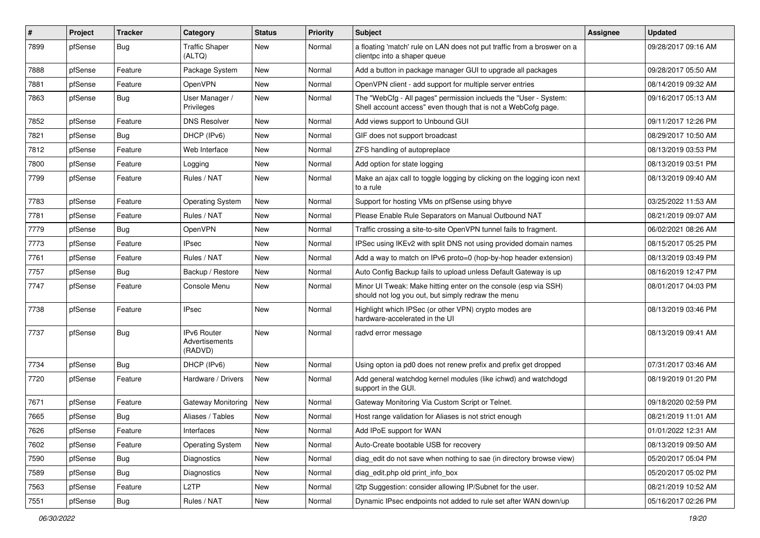| # | Project | Tracker | Category | Status | Priority | Subject | Assignee | Updated |
|---|---|---|---|---|---|---|---|---|
| 7899 | pfSense | Bug | Traffic Shaper (ALTQ) | New | Normal | a floating 'match' rule on LAN does not put traffic from a broswer on a clientpc into a shaper queue | | 09/28/2017 09:16 AM |
| 7888 | pfSense | Feature | Package System | New | Normal | Add a button in package manager GUI to upgrade all packages | | 09/28/2017 05:50 AM |
| 7881 | pfSense | Feature | OpenVPN | New | Normal | OpenVPN client - add support for multiple server entries | | 08/14/2019 09:32 AM |
| 7863 | pfSense | Bug | User Manager / Privileges | New | Normal | The "WebCfg - All pages" permission inclueds the "User - System: Shell account access" even though that is not a WebCofg page. | | 09/16/2017 05:13 AM |
| 7852 | pfSense | Feature | DNS Resolver | New | Normal | Add views support to Unbound GUI | | 09/11/2017 12:26 PM |
| 7821 | pfSense | Bug | DHCP (IPv6) | New | Normal | GIF does not support broadcast | | 08/29/2017 10:50 AM |
| 7812 | pfSense | Feature | Web Interface | New | Normal | ZFS handling of autopreplace | | 08/13/2019 03:53 PM |
| 7800 | pfSense | Feature | Logging | New | Normal | Add option for state logging | | 08/13/2019 03:51 PM |
| 7799 | pfSense | Feature | Rules / NAT | New | Normal | Make an ajax call to toggle logging by clicking on the logging icon next to a rule | | 08/13/2019 09:40 AM |
| 7783 | pfSense | Feature | Operating System | New | Normal | Support for hosting VMs on pfSense using bhyve | | 03/25/2022 11:53 AM |
| 7781 | pfSense | Feature | Rules / NAT | New | Normal | Please Enable Rule Separators on Manual Outbound NAT | | 08/21/2019 09:07 AM |
| 7779 | pfSense | Bug | OpenVPN | New | Normal | Traffic crossing a site-to-site OpenVPN tunnel fails to fragment. | | 06/02/2021 08:26 AM |
| 7773 | pfSense | Feature | IPsec | New | Normal | IPSec using IKEv2 with split DNS not using provided domain names | | 08/15/2017 05:25 PM |
| 7761 | pfSense | Feature | Rules / NAT | New | Normal | Add a way to match on IPv6 proto=0 (hop-by-hop header extension) | | 08/13/2019 03:49 PM |
| 7757 | pfSense | Bug | Backup / Restore | New | Normal | Auto Config Backup fails to upload unless Default Gateway is up | | 08/16/2019 12:47 PM |
| 7747 | pfSense | Feature | Console Menu | New | Normal | Minor UI Tweak: Make hitting enter on the console (esp via SSH) should not log you out, but simply redraw the menu | | 08/01/2017 04:03 PM |
| 7738 | pfSense | Feature | IPsec | New | Normal | Highlight which IPSec (or other VPN) crypto modes are hardware-accelerated in the UI | | 08/13/2019 03:46 PM |
| 7737 | pfSense | Bug | IPv6 Router Advertisements (RADVD) | New | Normal | radvd error message | | 08/13/2019 09:41 AM |
| 7734 | pfSense | Bug | DHCP (IPv6) | New | Normal | Using opton ia pd0 does not renew prefix and prefix get dropped | | 07/31/2017 03:46 AM |
| 7720 | pfSense | Feature | Hardware / Drivers | New | Normal | Add general watchdog kernel modules (like ichwd) and watchdogd support in the GUI. | | 08/19/2019 01:20 PM |
| 7671 | pfSense | Feature | Gateway Monitoring | New | Normal | Gateway Monitoring Via Custom Script or Telnet. | | 09/18/2020 02:59 PM |
| 7665 | pfSense | Bug | Aliases / Tables | New | Normal | Host range validation for Aliases is not strict enough | | 08/21/2019 11:01 AM |
| 7626 | pfSense | Feature | Interfaces | New | Normal | Add IPoE support for WAN | | 01/01/2022 12:31 AM |
| 7602 | pfSense | Feature | Operating System | New | Normal | Auto-Create bootable USB for recovery | | 08/13/2019 09:50 AM |
| 7590 | pfSense | Bug | Diagnostics | New | Normal | diag_edit do not save when nothing to sae (in directory browse view) | | 05/20/2017 05:04 PM |
| 7589 | pfSense | Bug | Diagnostics | New | Normal | diag_edit.php old print_info_box | | 05/20/2017 05:02 PM |
| 7563 | pfSense | Feature | L2TP | New | Normal | l2tp Suggestion: consider allowing IP/Subnet for the user. | | 08/21/2019 10:52 AM |
| 7551 | pfSense | Bug | Rules / NAT | New | Normal | Dynamic IPsec endpoints not added to rule set after WAN down/up | | 05/16/2017 02:26 PM |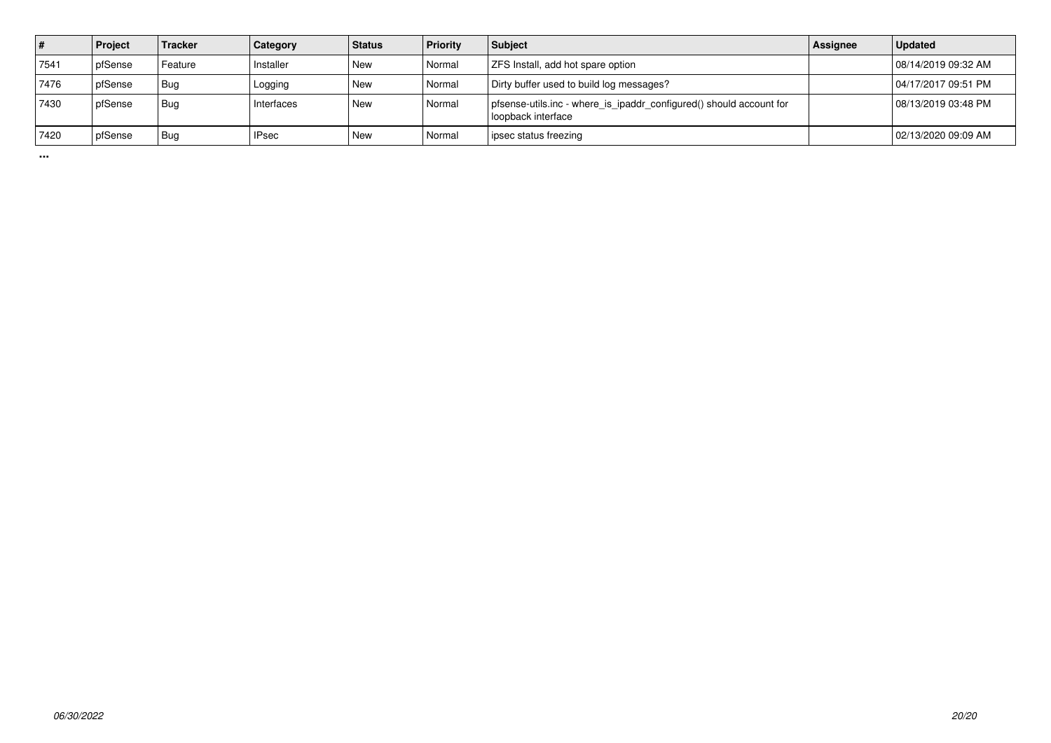| # | Project | Tracker | Category | Status | Priority | Subject | Assignee | Updated |
|---|---|---|---|---|---|---|---|---|
| 7541 | pfSense | Feature | Installer | New | Normal | ZFS Install, add hot spare option | | 08/14/2019 09:32 AM |
| 7476 | pfSense | Bug | Logging | New | Normal | Dirty buffer used to build log messages? | | 04/17/2017 09:51 PM |
| 7430 | pfSense | Bug | Interfaces | New | Normal | pfsense-utils.inc - where_is_ipaddr_configured() should account for loopback interface | | 08/13/2019 03:48 PM |
| 7420 | pfSense | Bug | IPsec | New | Normal | ipsec status freezing | | 02/13/2020 09:09 AM |

...